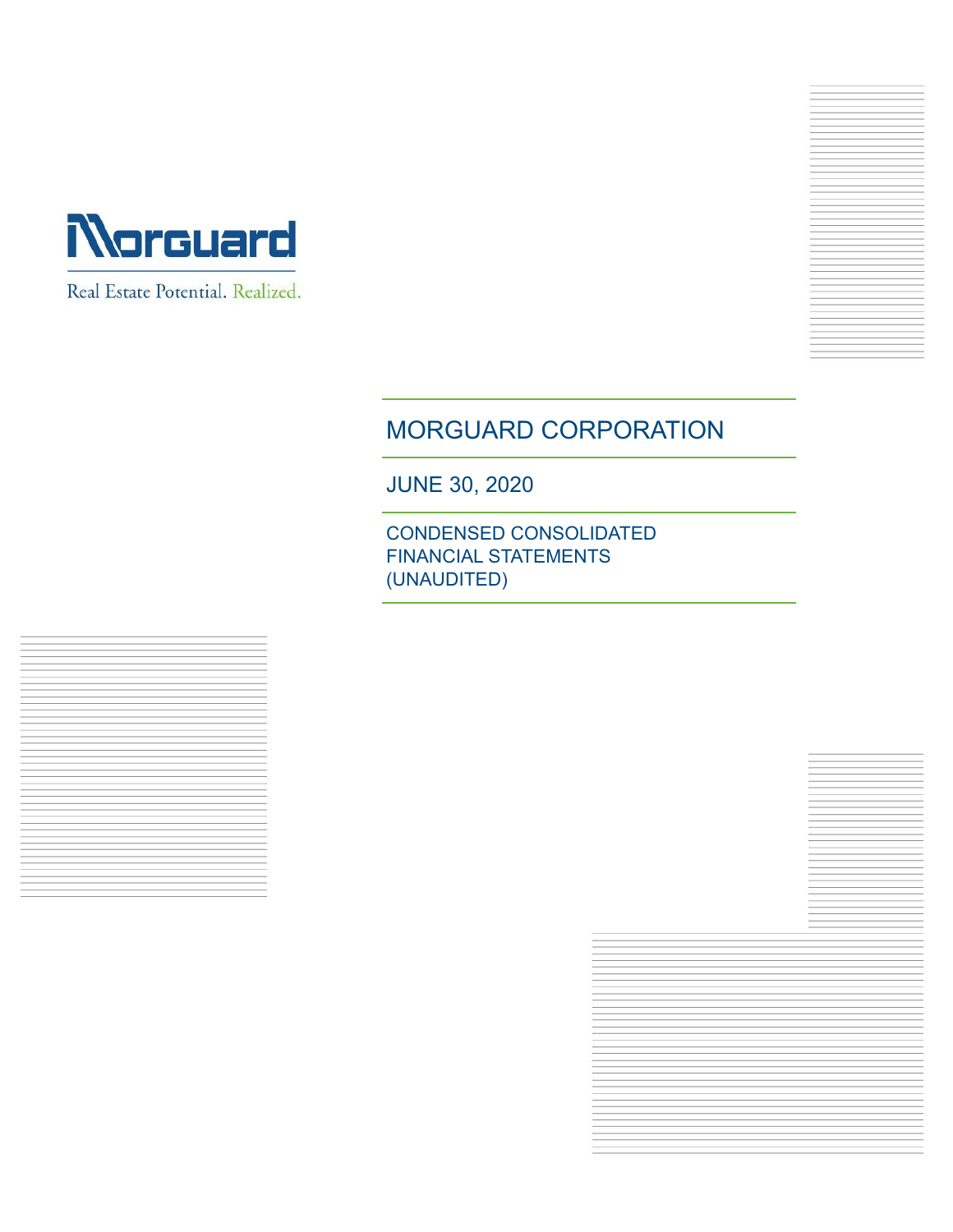Morguard

Real Estate Potential. Realized.

# MORGUARD CORPORATION

## JUNE 30, 2020

### CONDENSED CONSOLIDATED FINANCIAL STATEMENTS (UNAUDITED)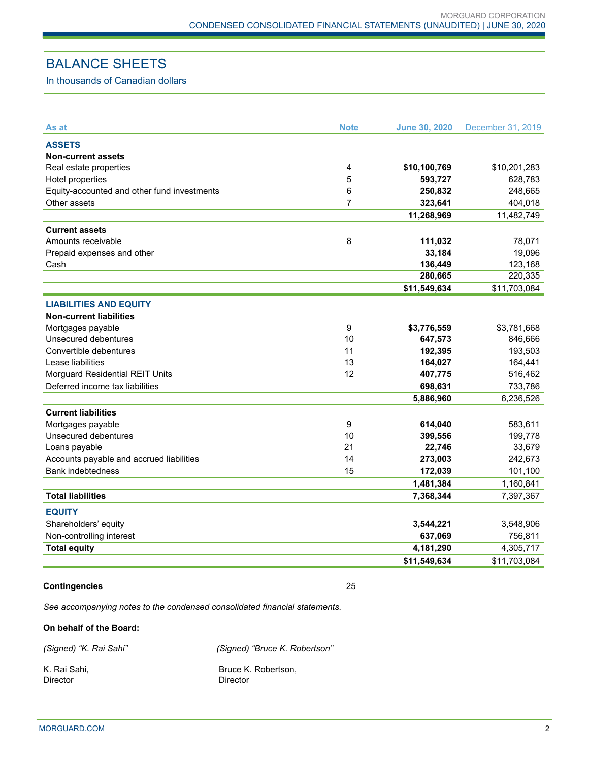# BALANCE SHEETS

In thousands of Canadian dollars

| As at | Note | June 30, 2020 | December 31, 2019 |
|---|---|---|---|
| **ASSETS** | | | |
| **Non-current assets** | | | |
| Real estate properties | 4 | **$10,100,769** | $10,201,283 |
| Hotel properties | 5 | **593,727** | 628,783 |
| Equity-accounted and other fund investments | 6 | **250,832** | 248,665 |
| Other assets | 7 | **323,641** | 404,018 |
| | | **11,268,969** | 11,482,749 |
| **Current assets** | | | |
| Amounts receivable | 8 | **111,032** | 78,071 |
| Prepaid expenses and other | | **33,184** | 19,096 |
| Cash | | **136,449** | 123,168 |
| | | **280,665** | 220,335 |
| | | **$11,549,634** | $11,703,084 |
| **LIABILITIES AND EQUITY** | | | |
| **Non-current liabilities** | | | |
| Mortgages payable | 9 | **$3,776,559** | $3,781,668 |
| Unsecured debentures | 10 | **647,573** | 846,666 |
| Convertible debentures | 11 | **192,395** | 193,503 |
| Lease liabilities | 13 | **164,027** | 164,441 |
| Morguard Residential REIT Units | 12 | **407,775** | 516,462 |
| Deferred income tax liabilities | | **698,631** | 733,786 |
| | | **5,886,960** | 6,236,526 |
| **Current liabilities** | | | |
| Mortgages payable | 9 | **614,040** | 583,611 |
| Unsecured debentures | 10 | **399,556** | 199,778 |
| Loans payable | 21 | **22,746** | 33,679 |
| Accounts payable and accrued liabilities | 14 | **273,003** | 242,673 |
| Bank indebtedness | 15 | **172,039** | 101,100 |
| | | **1,481,384** | 1,160,841 |
| **Total liabilities** | | **7,368,344** | 7,397,367 |
| **EQUITY** | | | |
| Shareholders' equity | | **3,544,221** | 3,548,906 |
| Non-controlling interest | | **637,069** | 756,811 |
| **Total equity** | | **4,181,290** | 4,305,717 |
| | | **$11,549,634** | $11,703,084 |

**Contingencies** 25

*See accompanying notes to the condensed consolidated financial statements.*

**On behalf of the Board:**

*(Signed) "K. Rai Sahi"*

K. Rai Sahi,
Director

*(Signed) "Bruce K. Robertson"*

Bruce K. Robertson,
Director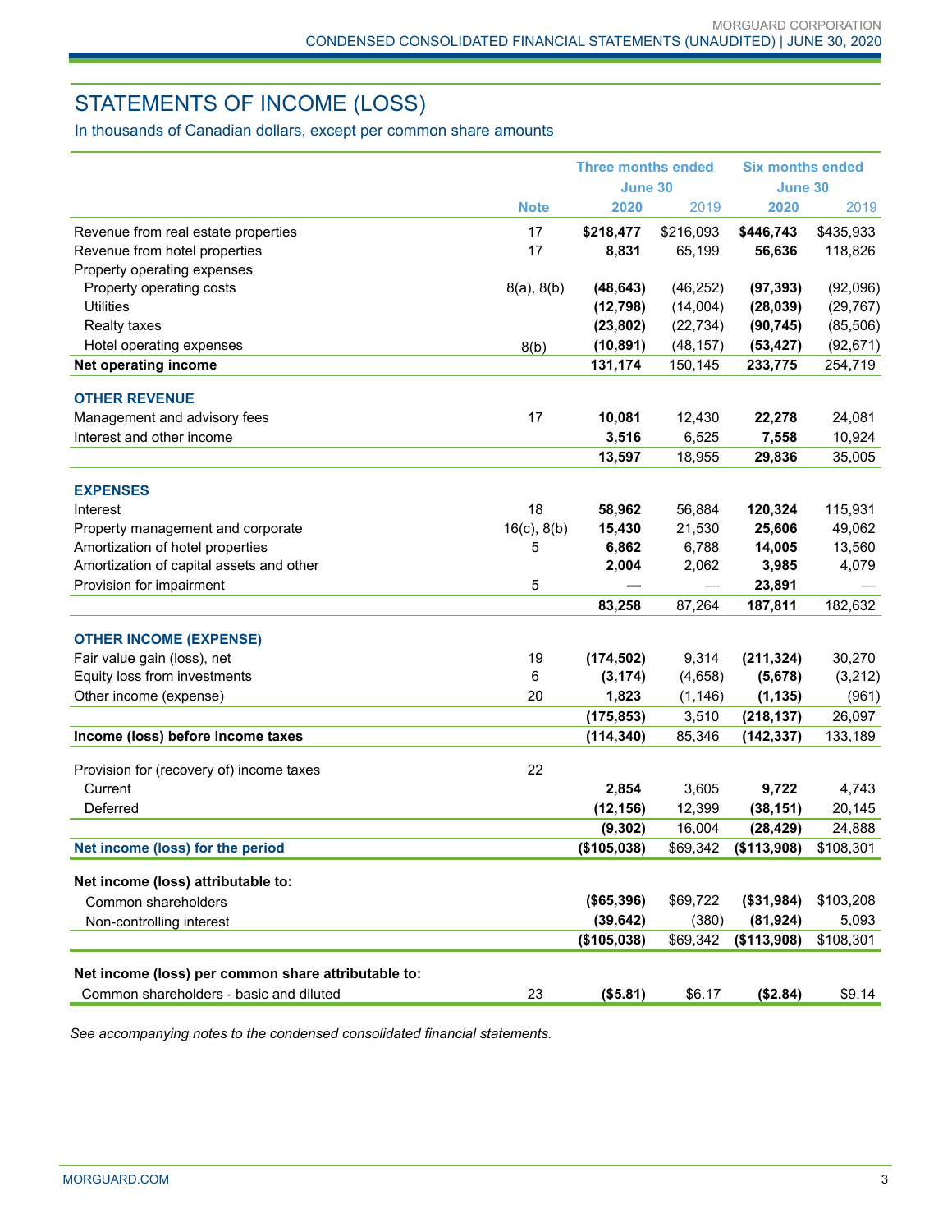# STATEMENTS OF INCOME (LOSS)

In thousands of Canadian dollars, except per common share amounts

| | Note | Three months ended June 30 2020 | Three months ended June 30 2019 | Six months ended June 30 2020 | Six months ended June 30 2019 |
|---|---|---|---|---|---|
| Revenue from real estate properties | 17 | **$218,477** | $216,093 | **$446,743** | $435,933 |
| Revenue from hotel properties | 17 | **8,831** | 65,199 | **56,636** | 118,826 |
| Property operating expenses | | | | | |
| Property operating costs | 8(a), 8(b) | **(48,643)** | (46,252) | **(97,393)** | (92,096) |
| Utilities | | **(12,798)** | (14,004) | **(28,039)** | (29,767) |
| Realty taxes | | **(23,802)** | (22,734) | **(90,745)** | (85,506) |
| Hotel operating expenses | 8(b) | **(10,891)** | (48,157) | **(53,427)** | (92,671) |
| **Net operating income** | | **131,174** | 150,145 | **233,775** | 254,719 |
| **OTHER REVENUE** | | | | | |
| Management and advisory fees | 17 | **10,081** | 12,430 | **22,278** | 24,081 |
| Interest and other income | | **3,516** | 6,525 | **7,558** | 10,924 |
| | | **13,597** | 18,955 | **29,836** | 35,005 |
| **EXPENSES** | | | | | |
| Interest | 18 | **58,962** | 56,884 | **120,324** | 115,931 |
| Property management and corporate | 16(c), 8(b) | **15,430** | 21,530 | **25,606** | 49,062 |
| Amortization of hotel properties | 5 | **6,862** | 6,788 | **14,005** | 13,560 |
| Amortization of capital assets and other | | **2,004** | 2,062 | **3,985** | 4,079 |
| Provision for impairment | 5 | **—** | — | **23,891** | — |
| | | **83,258** | 87,264 | **187,811** | 182,632 |
| **OTHER INCOME (EXPENSE)** | | | | | |
| Fair value gain (loss), net | 19 | **(174,502)** | 9,314 | **(211,324)** | 30,270 |
| Equity loss from investments | 6 | **(3,174)** | (4,658) | **(5,678)** | (3,212) |
| Other income (expense) | 20 | **1,823** | (1,146) | **(1,135)** | (961) |
| | | **(175,853)** | 3,510 | **(218,137)** | 26,097 |
| **Income (loss) before income taxes** | | **(114,340)** | 85,346 | **(142,337)** | 133,189 |
| Provision for (recovery of) income taxes | 22 | | | | |
| Current | | **2,854** | 3,605 | **9,722** | 4,743 |
| Deferred | | **(12,156)** | 12,399 | **(38,151)** | 20,145 |
| | | **(9,302)** | 16,004 | **(28,429)** | 24,888 |
| **Net income (loss) for the period** | | **($105,038)** | $69,342 | **($113,908)** | $108,301 |
| **Net income (loss) attributable to:** | | | | | |
| Common shareholders | | **($65,396)** | $69,722 | **($31,984)** | $103,208 |
| Non-controlling interest | | **(39,642)** | (380) | **(81,924)** | 5,093 |
| | | **($105,038)** | $69,342 | **($113,908)** | $108,301 |
| **Net income (loss) per common share attributable to:** | | | | | |
| Common shareholders - basic and diluted | 23 | **($5.81)** | $6.17 | **($2.84)** | $9.14 |

*See accompanying notes to the condensed consolidated financial statements.*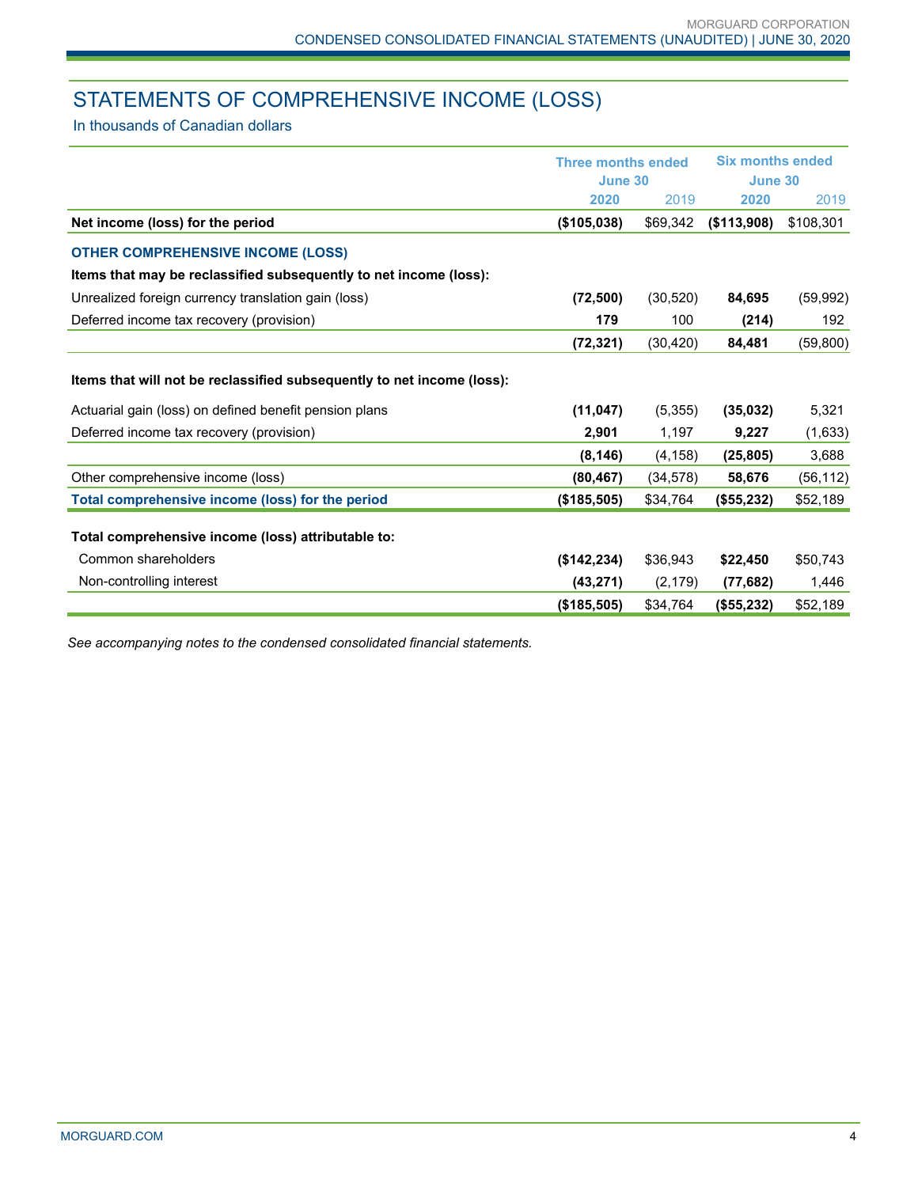# STATEMENTS OF COMPREHENSIVE INCOME (LOSS)

In thousands of Canadian dollars

| | Three months ended June 30 | | Six months ended June 30 | |
|---|---|---|---|---|
| | **2020** | 2019 | **2020** | 2019 |
| **Net income (loss) for the period** | **($105,038)** | $69,342 | **($113,908)** | $108,301 |
| **OTHER COMPREHENSIVE INCOME (LOSS)** | | | | |
| **Items that may be reclassified subsequently to net income (loss):** | | | | |
| Unrealized foreign currency translation gain (loss) | **(72,500)** | (30,520) | **84,695** | (59,992) |
| Deferred income tax recovery (provision) | **179** | 100 | **(214)** | 192 |
| | **(72,321)** | (30,420) | **84,481** | (59,800) |
| **Items that will not be reclassified subsequently to net income (loss):** | | | | |
| Actuarial gain (loss) on defined benefit pension plans | **(11,047)** | (5,355) | **(35,032)** | 5,321 |
| Deferred income tax recovery (provision) | **2,901** | 1,197 | **9,227** | (1,633) |
| | **(8,146)** | (4,158) | **(25,805)** | 3,688 |
| Other comprehensive income (loss) | **(80,467)** | (34,578) | **58,676** | (56,112) |
| **Total comprehensive income (loss) for the period** | **($185,505)** | $34,764 | **($55,232)** | $52,189 |
| **Total comprehensive income (loss) attributable to:** | | | | |
| Common shareholders | **($142,234)** | $36,943 | **$22,450** | $50,743 |
| Non-controlling interest | **(43,271)** | (2,179) | **(77,682)** | 1,446 |
| | **($185,505)** | $34,764 | **($55,232)** | $52,189 |

*See accompanying notes to the condensed consolidated financial statements.*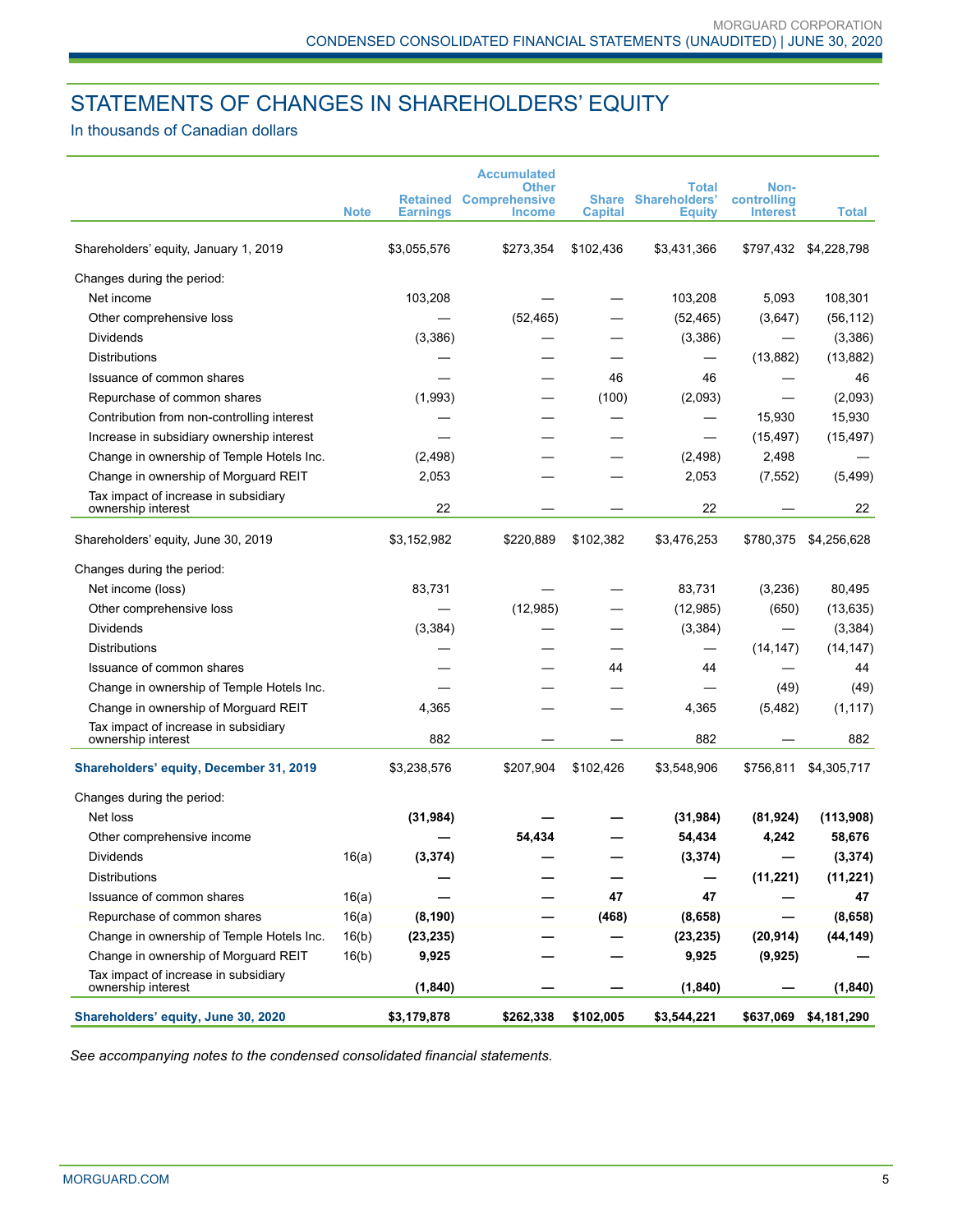# STATEMENTS OF CHANGES IN SHAREHOLDERS' EQUITY

In thousands of Canadian dollars

| | Note | Retained Earnings | Accumulated Other Comprehensive Income | Share Capital | Total Shareholders' Equity | Non-controlling Interest | Total |
|---|---|---|---|---|---|---|---|
| Shareholders' equity, January 1, 2019 | | $3,055,576 | $273,354 | $102,436 | $3,431,366 | $797,432 | $4,228,798 |
| Changes during the period: | | | | | | | |
| Net income | | 103,208 | — | — | 103,208 | 5,093 | 108,301 |
| Other comprehensive loss | | — | (52,465) | — | (52,465) | (3,647) | (56,112) |
| Dividends | | (3,386) | — | — | (3,386) | — | (3,386) |
| Distributions | | — | — | — | — | (13,882) | (13,882) |
| Issuance of common shares | | — | — | 46 | 46 | — | 46 |
| Repurchase of common shares | | (1,993) | — | (100) | (2,093) | — | (2,093) |
| Contribution from non-controlling interest | | — | — | — | — | 15,930 | 15,930 |
| Increase in subsidiary ownership interest | | — | — | — | — | (15,497) | (15,497) |
| Change in ownership of Temple Hotels Inc. | | (2,498) | — | — | (2,498) | 2,498 | — |
| Change in ownership of Morguard REIT | | 2,053 | — | — | 2,053 | (7,552) | (5,499) |
| Tax impact of increase in subsidiary ownership interest | | 22 | — | — | 22 | — | 22 |
| Shareholders' equity, June 30, 2019 | | $3,152,982 | $220,889 | $102,382 | $3,476,253 | $780,375 | $4,256,628 |
| Changes during the period: | | | | | | | |
| Net income (loss) | | 83,731 | — | — | 83,731 | (3,236) | 80,495 |
| Other comprehensive loss | | — | (12,985) | — | (12,985) | (650) | (13,635) |
| Dividends | | (3,384) | — | — | (3,384) | — | (3,384) |
| Distributions | | — | — | — | — | (14,147) | (14,147) |
| Issuance of common shares | | — | — | 44 | 44 | — | 44 |
| Change in ownership of Temple Hotels Inc. | | — | — | — | — | (49) | (49) |
| Change in ownership of Morguard REIT | | 4,365 | — | — | 4,365 | (5,482) | (1,117) |
| Tax impact of increase in subsidiary ownership interest | | 882 | — | — | 882 | — | 882 |
| **Shareholders' equity, December 31, 2019** | | $3,238,576 | $207,904 | $102,426 | $3,548,906 | $756,811 | $4,305,717 |
| Changes during the period: | | | | | | | |
| Net loss | | **(31,984)** | **—** | **—** | **(31,984)** | **(81,924)** | **(113,908)** |
| Other comprehensive income | | **—** | **54,434** | **—** | **54,434** | **4,242** | **58,676** |
| Dividends | 16(a) | **(3,374)** | **—** | **—** | **(3,374)** | **—** | **(3,374)** |
| Distributions | | **—** | **—** | **—** | **—** | **(11,221)** | **(11,221)** |
| Issuance of common shares | 16(a) | **—** | **—** | **47** | **47** | **—** | **47** |
| Repurchase of common shares | 16(a) | **(8,190)** | **—** | **(468)** | **(8,658)** | **—** | **(8,658)** |
| Change in ownership of Temple Hotels Inc. | 16(b) | **(23,235)** | **—** | **—** | **(23,235)** | **(20,914)** | **(44,149)** |
| Change in ownership of Morguard REIT | 16(b) | **9,925** | **—** | **—** | **9,925** | **(9,925)** | **—** |
| Tax impact of increase in subsidiary ownership interest | | **(1,840)** | **—** | **—** | **(1,840)** | **—** | **(1,840)** |
| **Shareholders' equity, June 30, 2020** | | **$3,179,878** | **$262,338** | **$102,005** | **$3,544,221** | **$637,069** | **$4,181,290** |

*See accompanying notes to the condensed consolidated financial statements.*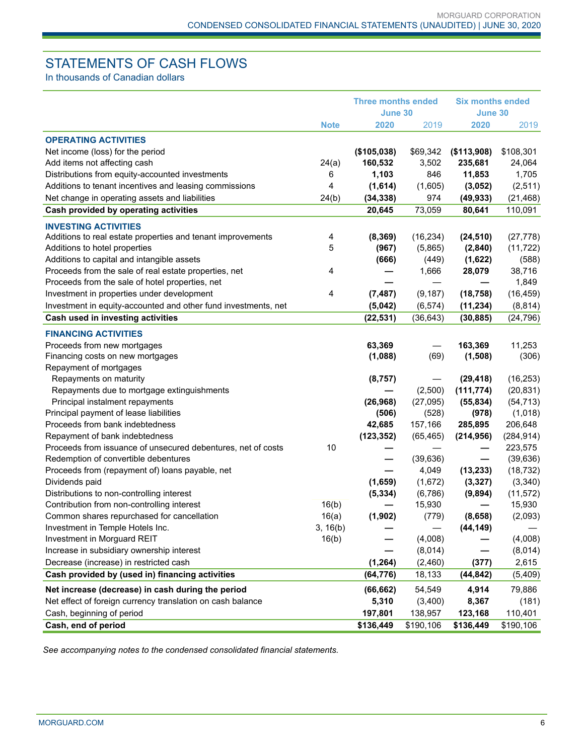# STATEMENTS OF CASH FLOWS

In thousands of Canadian dollars

| | Note | Three months ended June 30 2020 | Three months ended June 30 2019 | Six months ended June 30 2020 | Six months ended June 30 2019 |
|---|---|---|---|---|---|
| **OPERATING ACTIVITIES** | | | | | |
| Net income (loss) for the period | | **($105,038)** | $69,342 | **($113,908)** | $108,301 |
| Add items not affecting cash | 24(a) | **160,532** | 3,502 | **235,681** | 24,064 |
| Distributions from equity-accounted investments | 6 | **1,103** | 846 | **11,853** | 1,705 |
| Additions to tenant incentives and leasing commissions | 4 | **(1,614)** | (1,605) | **(3,052)** | (2,511) |
| Net change in operating assets and liabilities | 24(b) | **(34,338)** | 974 | **(49,933)** | (21,468) |
| **Cash provided by operating activities** | | **20,645** | 73,059 | **80,641** | 110,091 |
| **INVESTING ACTIVITIES** | | | | | |
| Additions to real estate properties and tenant improvements | 4 | **(8,369)** | (16,234) | **(24,510)** | (27,778) |
| Additions to hotel properties | 5 | **(967)** | (5,865) | **(2,840)** | (11,722) |
| Additions to capital and intangible assets | | **(666)** | (449) | **(1,622)** | (588) |
| Proceeds from the sale of real estate properties, net | 4 | **—** | 1,666 | **28,079** | 38,716 |
| Proceeds from the sale of hotel properties, net | | **—** | — | **—** | 1,849 |
| Investment in properties under development | 4 | **(7,487)** | (9,187) | **(18,758)** | (16,459) |
| Investment in equity-accounted and other fund investments, net | | **(5,042)** | (6,574) | **(11,234)** | (8,814) |
| **Cash used in investing activities** | | **(22,531)** | (36,643) | **(30,885)** | (24,796) |
| **FINANCING ACTIVITIES** | | | | | |
| Proceeds from new mortgages | | **63,369** | — | **163,369** | 11,253 |
| Financing costs on new mortgages | | **(1,088)** | (69) | **(1,508)** | (306) |
| Repayment of mortgages | | | | | |
| Repayments on maturity | | **(8,757)** | — | **(29,418)** | (16,253) |
| Repayments due to mortgage extinguishments | | **—** | (2,500) | **(111,774)** | (20,831) |
| Principal instalment repayments | | **(26,968)** | (27,095) | **(55,834)** | (54,713) |
| Principal payment of lease liabilities | | **(506)** | (528) | **(978)** | (1,018) |
| Proceeds from bank indebtedness | | **42,685** | 157,166 | **285,895** | 206,648 |
| Repayment of bank indebtedness | | **(123,352)** | (65,465) | **(214,956)** | (284,914) |
| Proceeds from issuance of unsecured debentures, net of costs | 10 | **—** | — | **—** | 223,575 |
| Redemption of convertible debentures | | **—** | (39,636) | **—** | (39,636) |
| Proceeds from (repayment of) loans payable, net | | **—** | 4,049 | **(13,233)** | (18,732) |
| Dividends paid | | **(1,659)** | (1,672) | **(3,327)** | (3,340) |
| Distributions to non-controlling interest | | **(5,334)** | (6,786) | **(9,894)** | (11,572) |
| Contribution from non-controlling interest | 16(b) | **—** | 15,930 | **—** | 15,930 |
| Common shares repurchased for cancellation | 16(a) | **(1,902)** | (779) | **(8,658)** | (2,093) |
| Investment in Temple Hotels Inc. | 3, 16(b) | **—** | — | **(44,149)** | — |
| Investment in Morguard REIT | 16(b) | **—** | (4,008) | **—** | (4,008) |
| Increase in subsidiary ownership interest | | **—** | (8,014) | **—** | (8,014) |
| Decrease (increase) in restricted cash | | **(1,264)** | (2,460) | **(377)** | 2,615 |
| **Cash provided by (used in) financing activities** | | **(64,776)** | 18,133 | **(44,842)** | (5,409) |
| **Net increase (decrease) in cash during the period** | | **(66,662)** | 54,549 | **4,914** | 79,886 |
| Net effect of foreign currency translation on cash balance | | **5,310** | (3,400) | **8,367** | (181) |
| Cash, beginning of period | | **197,801** | 138,957 | **123,168** | 110,401 |
| **Cash, end of period** | | **$136,449** | $190,106 | **$136,449** | $190,106 |

*See accompanying notes to the condensed consolidated financial statements.*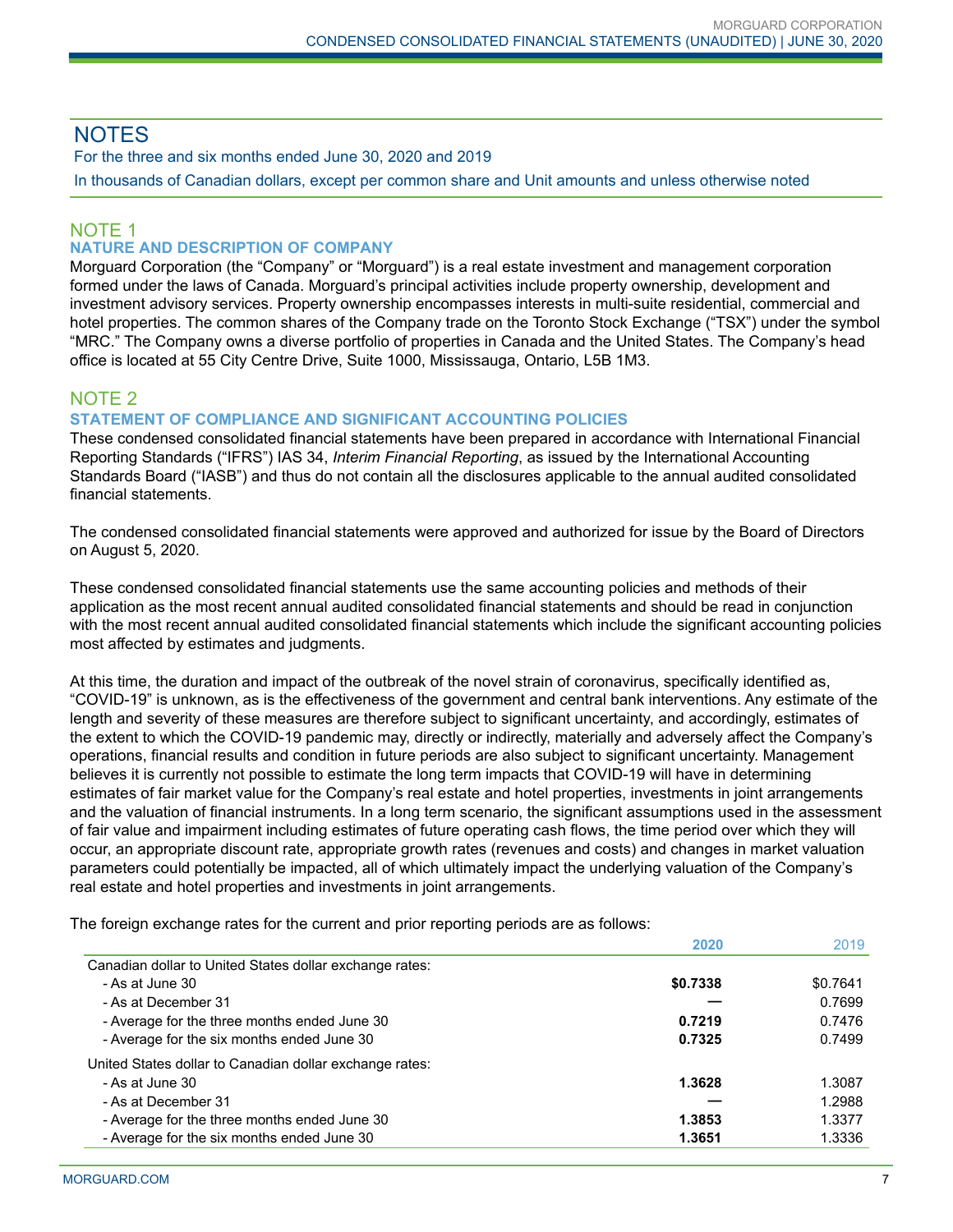# NOTES

For the three and six months ended June 30, 2020 and 2019

In thousands of Canadian dollars, except per common share and Unit amounts and unless otherwise noted

## NOTE 1

### NATURE AND DESCRIPTION OF COMPANY

Morguard Corporation (the "Company" or "Morguard") is a real estate investment and management corporation formed under the laws of Canada. Morguard's principal activities include property ownership, development and investment advisory services. Property ownership encompasses interests in multi-suite residential, commercial and hotel properties. The common shares of the Company trade on the Toronto Stock Exchange ("TSX") under the symbol "MRC." The Company owns a diverse portfolio of properties in Canada and the United States. The Company's head office is located at 55 City Centre Drive, Suite 1000, Mississauga, Ontario, L5B 1M3.

## NOTE 2

### STATEMENT OF COMPLIANCE AND SIGNIFICANT ACCOUNTING POLICIES

These condensed consolidated financial statements have been prepared in accordance with International Financial Reporting Standards ("IFRS") IAS 34, *Interim Financial Reporting*, as issued by the International Accounting Standards Board ("IASB") and thus do not contain all the disclosures applicable to the annual audited consolidated financial statements.

The condensed consolidated financial statements were approved and authorized for issue by the Board of Directors on August 5, 2020.

These condensed consolidated financial statements use the same accounting policies and methods of their application as the most recent annual audited consolidated financial statements and should be read in conjunction with the most recent annual audited consolidated financial statements which include the significant accounting policies most affected by estimates and judgments.

At this time, the duration and impact of the outbreak of the novel strain of coronavirus, specifically identified as, "COVID-19" is unknown, as is the effectiveness of the government and central bank interventions. Any estimate of the length and severity of these measures are therefore subject to significant uncertainty, and accordingly, estimates of the extent to which the COVID-19 pandemic may, directly or indirectly, materially and adversely affect the Company's operations, financial results and condition in future periods are also subject to significant uncertainty. Management believes it is currently not possible to estimate the long term impacts that COVID-19 will have in determining estimates of fair market value for the Company's real estate and hotel properties, investments in joint arrangements and the valuation of financial instruments. In a long term scenario, the significant assumptions used in the assessment of fair value and impairment including estimates of future operating cash flows, the time period over which they will occur, an appropriate discount rate, appropriate growth rates (revenues and costs) and changes in market valuation parameters could potentially be impacted, all of which ultimately impact the underlying valuation of the Company's real estate and hotel properties and investments in joint arrangements.

The foreign exchange rates for the current and prior reporting periods are as follows:

| | 2020 | 2019 |
|---|---|---|
| Canadian dollar to United States dollar exchange rates: | | |
| - As at June 30 | **$0.7338** | $0.7641 |
| - As at December 31 | **—** | 0.7699 |
| - Average for the three months ended June 30 | **0.7219** | 0.7476 |
| - Average for the six months ended June 30 | **0.7325** | 0.7499 |
| United States dollar to Canadian dollar exchange rates: | | |
| - As at June 30 | **1.3628** | 1.3087 |
| - As at December 31 | **—** | 1.2988 |
| - Average for the three months ended June 30 | **1.3853** | 1.3377 |
| - Average for the six months ended June 30 | **1.3651** | 1.3336 |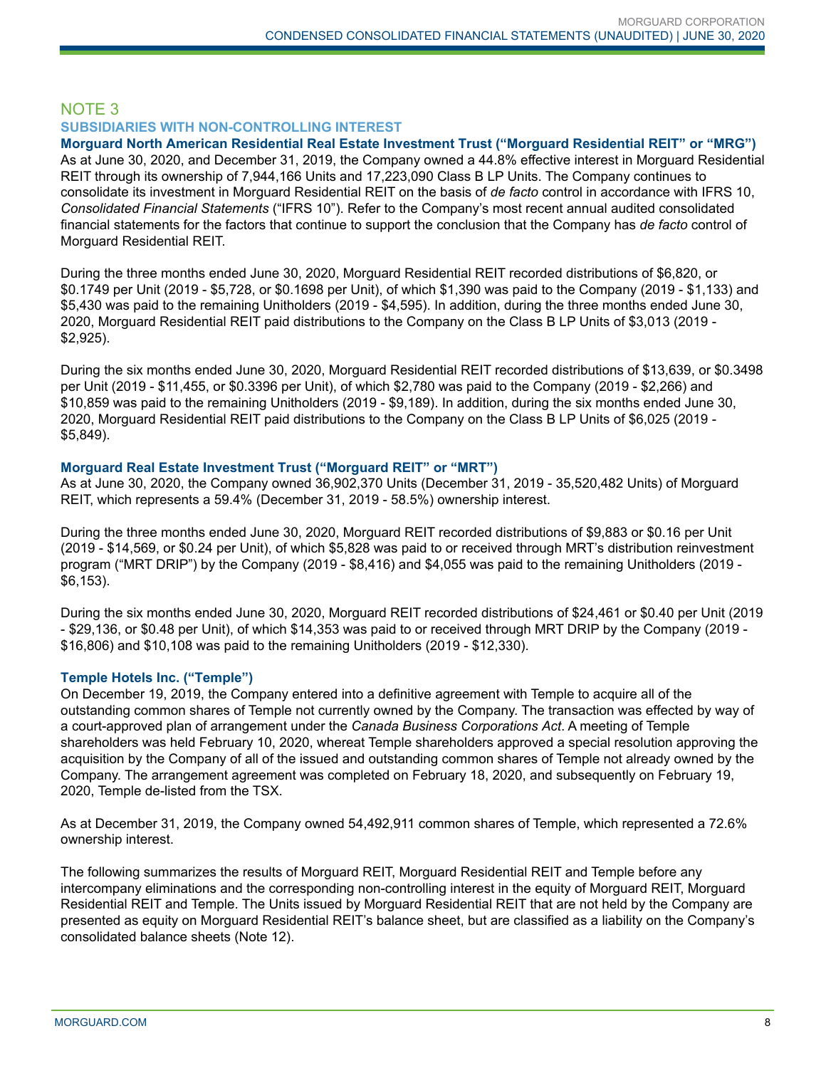## NOTE 3

### SUBSIDIARIES WITH NON-CONTROLLING INTEREST

**Morguard North American Residential Real Estate Investment Trust ("Morguard Residential REIT" or "MRG")**

As at June 30, 2020, and December 31, 2019, the Company owned a 44.8% effective interest in Morguard Residential REIT through its ownership of 7,944,166 Units and 17,223,090 Class B LP Units. The Company continues to consolidate its investment in Morguard Residential REIT on the basis of *de facto* control in accordance with IFRS 10, *Consolidated Financial Statements* ("IFRS 10"). Refer to the Company's most recent annual audited consolidated financial statements for the factors that continue to support the conclusion that the Company has *de facto* control of Morguard Residential REIT.

During the three months ended June 30, 2020, Morguard Residential REIT recorded distributions of $6,820, or $0.1749 per Unit (2019 - $5,728, or $0.1698 per Unit), of which $1,390 was paid to the Company (2019 - $1,133) and $5,430 was paid to the remaining Unitholders (2019 - $4,595). In addition, during the three months ended June 30, 2020, Morguard Residential REIT paid distributions to the Company on the Class B LP Units of $3,013 (2019 - $2,925).

During the six months ended June 30, 2020, Morguard Residential REIT recorded distributions of $13,639, or $0.3498 per Unit (2019 - $11,455, or $0.3396 per Unit), of which $2,780 was paid to the Company (2019 - $2,266) and $10,859 was paid to the remaining Unitholders (2019 - $9,189). In addition, during the six months ended June 30, 2020, Morguard Residential REIT paid distributions to the Company on the Class B LP Units of $6,025 (2019 - $5,849).

**Morguard Real Estate Investment Trust ("Morguard REIT" or "MRT")**

As at June 30, 2020, the Company owned 36,902,370 Units (December 31, 2019 - 35,520,482 Units) of Morguard REIT, which represents a 59.4% (December 31, 2019 - 58.5%) ownership interest.

During the three months ended June 30, 2020, Morguard REIT recorded distributions of $9,883 or $0.16 per Unit (2019 - $14,569, or $0.24 per Unit), of which $5,828 was paid to or received through MRT's distribution reinvestment program ("MRT DRIP") by the Company (2019 - $8,416) and $4,055 was paid to the remaining Unitholders (2019 - $6,153).

During the six months ended June 30, 2020, Morguard REIT recorded distributions of $24,461 or $0.40 per Unit (2019 - $29,136, or $0.48 per Unit), of which $14,353 was paid to or received through MRT DRIP by the Company (2019 - $16,806) and $10,108 was paid to the remaining Unitholders (2019 - $12,330).

**Temple Hotels Inc. ("Temple")**

On December 19, 2019, the Company entered into a definitive agreement with Temple to acquire all of the outstanding common shares of Temple not currently owned by the Company. The transaction was effected by way of a court-approved plan of arrangement under the *Canada Business Corporations Act*. A meeting of Temple shareholders was held February 10, 2020, whereat Temple shareholders approved a special resolution approving the acquisition by the Company of all of the issued and outstanding common shares of Temple not already owned by the Company. The arrangement agreement was completed on February 18, 2020, and subsequently on February 19, 2020, Temple de-listed from the TSX.

As at December 31, 2019, the Company owned 54,492,911 common shares of Temple, which represented a 72.6% ownership interest.

The following summarizes the results of Morguard REIT, Morguard Residential REIT and Temple before any intercompany eliminations and the corresponding non-controlling interest in the equity of Morguard REIT, Morguard Residential REIT and Temple. The Units issued by Morguard Residential REIT that are not held by the Company are presented as equity on Morguard Residential REIT's balance sheet, but are classified as a liability on the Company's consolidated balance sheets (Note 12).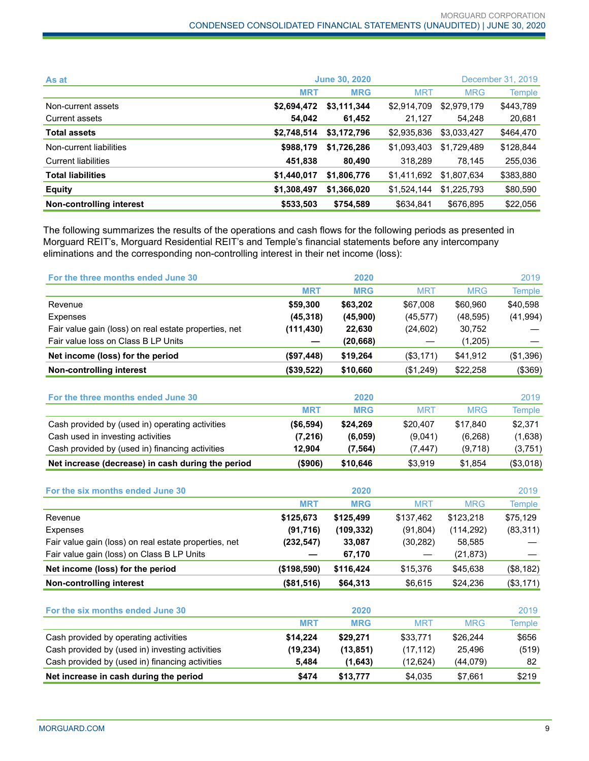| As at | June 30, 2020 | | December 31, 2019 | | |
|---|---|---|---|---|---|
| | **MRT** | **MRG** | MRT | MRG | Temple |
| Non-current assets | **$2,694,472** | **$3,111,344** | $2,914,709 | $2,979,179 | $443,789 |
| Current assets | **54,042** | **61,452** | 21,127 | 54,248 | 20,681 |
| **Total assets** | **$2,748,514** | **$3,172,796** | $2,935,836 | $3,033,427 | $464,470 |
| Non-current liabilities | **$988,179** | **$1,726,286** | $1,093,403 | $1,729,489 | $128,844 |
| Current liabilities | **451,838** | **80,490** | 318,289 | 78,145 | 255,036 |
| **Total liabilities** | **$1,440,017** | **$1,806,776** | $1,411,692 | $1,807,634 | $383,880 |
| **Equity** | **$1,308,497** | **$1,366,020** | $1,524,144 | $1,225,793 | $80,590 |
| **Non-controlling interest** | **$533,503** | **$754,589** | $634,841 | $676,895 | $22,056 |

The following summarizes the results of the operations and cash flows for the following periods as presented in Morguard REIT's, Morguard Residential REIT's and Temple's financial statements before any intercompany eliminations and the corresponding non-controlling interest in their net income (loss):

| For the three months ended June 30 | 2020 | | 2019 | | |
|---|---|---|---|---|---|
| | **MRT** | **MRG** | MRT | MRG | Temple |
| Revenue | **$59,300** | **$63,202** | $67,008 | $60,960 | $40,598 |
| Expenses | **(45,318)** | **(45,900)** | (45,577) | (48,595) | (41,994) |
| Fair value gain (loss) on real estate properties, net | **(111,430)** | **22,630** | (24,602) | 30,752 | — |
| Fair value loss on Class B LP Units | **—** | **(20,668)** | — | (1,205) | — |
| **Net income (loss) for the period** | **($97,448)** | **$19,264** | ($3,171) | $41,912 | ($1,396) |
| **Non-controlling interest** | **($39,522)** | **$10,660** | ($1,249) | $22,258 | ($369) |

| For the three months ended June 30 | 2020 | | 2019 | | |
|---|---|---|---|---|---|
| | **MRT** | **MRG** | MRT | MRG | Temple |
| Cash provided by (used in) operating activities | **($6,594)** | **$24,269** | $20,407 | $17,840 | $2,371 |
| Cash used in investing activities | **(7,216)** | **(6,059)** | (9,041) | (6,268) | (1,638) |
| Cash provided by (used in) financing activities | **12,904** | **(7,564)** | (7,447) | (9,718) | (3,751) |
| **Net increase (decrease) in cash during the period** | **($906)** | **$10,646** | $3,919 | $1,854 | ($3,018) |

| For the six months ended June 30 | 2020 | | 2019 | | |
|---|---|---|---|---|---|
| | **MRT** | **MRG** | MRT | MRG | Temple |
| Revenue | **$125,673** | **$125,499** | $137,462 | $123,218 | $75,129 |
| Expenses | **(91,716)** | **(109,332)** | (91,804) | (114,292) | (83,311) |
| Fair value gain (loss) on real estate properties, net | **(232,547)** | **33,087** | (30,282) | 58,585 | — |
| Fair value gain (loss) on Class B LP Units | **—** | **67,170** | — | (21,873) | — |
| **Net income (loss) for the period** | **($198,590)** | **$116,424** | $15,376 | $45,638 | ($8,182) |
| **Non-controlling interest** | **($81,516)** | **$64,313** | $6,615 | $24,236 | ($3,171) |

| For the six months ended June 30 | 2020 | | 2019 | | |
|---|---|---|---|---|---|
| | **MRT** | **MRG** | MRT | MRG | Temple |
| Cash provided by operating activities | **$14,224** | **$29,271** | $33,771 | $26,244 | $656 |
| Cash provided by (used in) investing activities | **(19,234)** | **(13,851)** | (17,112) | 25,496 | (519) |
| Cash provided by (used in) financing activities | **5,484** | **(1,643)** | (12,624) | (44,079) | 82 |
| **Net increase in cash during the period** | **$474** | **$13,777** | $4,035 | $7,661 | $219 |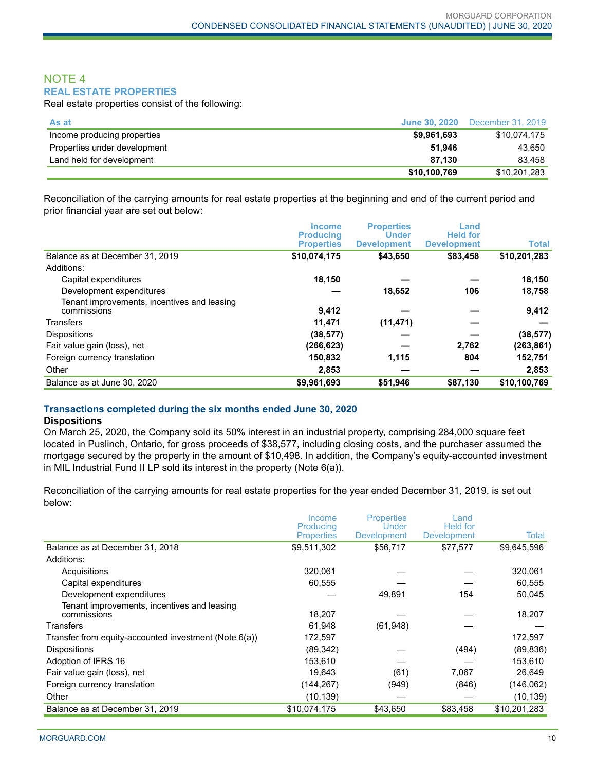## NOTE 4

### REAL ESTATE PROPERTIES

Real estate properties consist of the following:

| As at | June 30, 2020 | December 31, 2019 |
|---|---|---|
| Income producing properties | **$9,961,693** | $10,074,175 |
| Properties under development | **51,946** | 43,650 |
| Land held for development | **87,130** | 83,458 |
| | **$10,100,769** | $10,201,283 |

Reconciliation of the carrying amounts for real estate properties at the beginning and end of the current period and prior financial year are set out below:

| | Income Producing Properties | Properties Under Development | Land Held for Development | Total |
|---|---|---|---|---|
| Balance as at December 31, 2019 | **$10,074,175** | **$43,650** | **$83,458** | **$10,201,283** |
| Additions: | | | | |
| Capital expenditures | **18,150** | **—** | **—** | **18,150** |
| Development expenditures | **—** | **18,652** | **106** | **18,758** |
| Tenant improvements, incentives and leasing commissions | **9,412** | **—** | **—** | **9,412** |
| Transfers | **11,471** | **(11,471)** | **—** | **—** |
| Dispositions | **(38,577)** | **—** | **—** | **(38,577)** |
| Fair value gain (loss), net | **(266,623)** | **—** | **2,762** | **(263,861)** |
| Foreign currency translation | **150,832** | **1,115** | **804** | **152,751** |
| Other | **2,853** | **—** | **—** | **2,853** |
| Balance as at June 30, 2020 | **$9,961,693** | **$51,946** | **$87,130** | **$10,100,769** |

#### Transactions completed during the six months ended June 30, 2020

**Dispositions**

On March 25, 2020, the Company sold its 50% interest in an industrial property, comprising 284,000 square feet located in Puslinch, Ontario, for gross proceeds of $38,577, including closing costs, and the purchaser assumed the mortgage secured by the property in the amount of $10,498. In addition, the Company's equity-accounted investment in MIL Industrial Fund II LP sold its interest in the property (Note 6(a)).

Reconciliation of the carrying amounts for real estate properties for the year ended December 31, 2019, is set out below:

| | Income Producing Properties | Properties Under Development | Land Held for Development | Total |
|---|---|---|---|---|
| Balance as at December 31, 2018 | $9,511,302 | $56,717 | $77,577 | $9,645,596 |
| Additions: | | | | |
| Acquisitions | 320,061 | — | — | 320,061 |
| Capital expenditures | 60,555 | — | — | 60,555 |
| Development expenditures | — | 49,891 | 154 | 50,045 |
| Tenant improvements, incentives and leasing commissions | 18,207 | — | — | 18,207 |
| Transfers | 61,948 | (61,948) | — | — |
| Transfer from equity-accounted investment (Note 6(a)) | 172,597 | | | 172,597 |
| Dispositions | (89,342) | — | (494) | (89,836) |
| Adoption of IFRS 16 | 153,610 | — | — | 153,610 |
| Fair value gain (loss), net | 19,643 | (61) | 7,067 | 26,649 |
| Foreign currency translation | (144,267) | (949) | (846) | (146,062) |
| Other | (10,139) | — | — | (10,139) |
| Balance as at December 31, 2019 | $10,074,175 | $43,650 | $83,458 | $10,201,283 |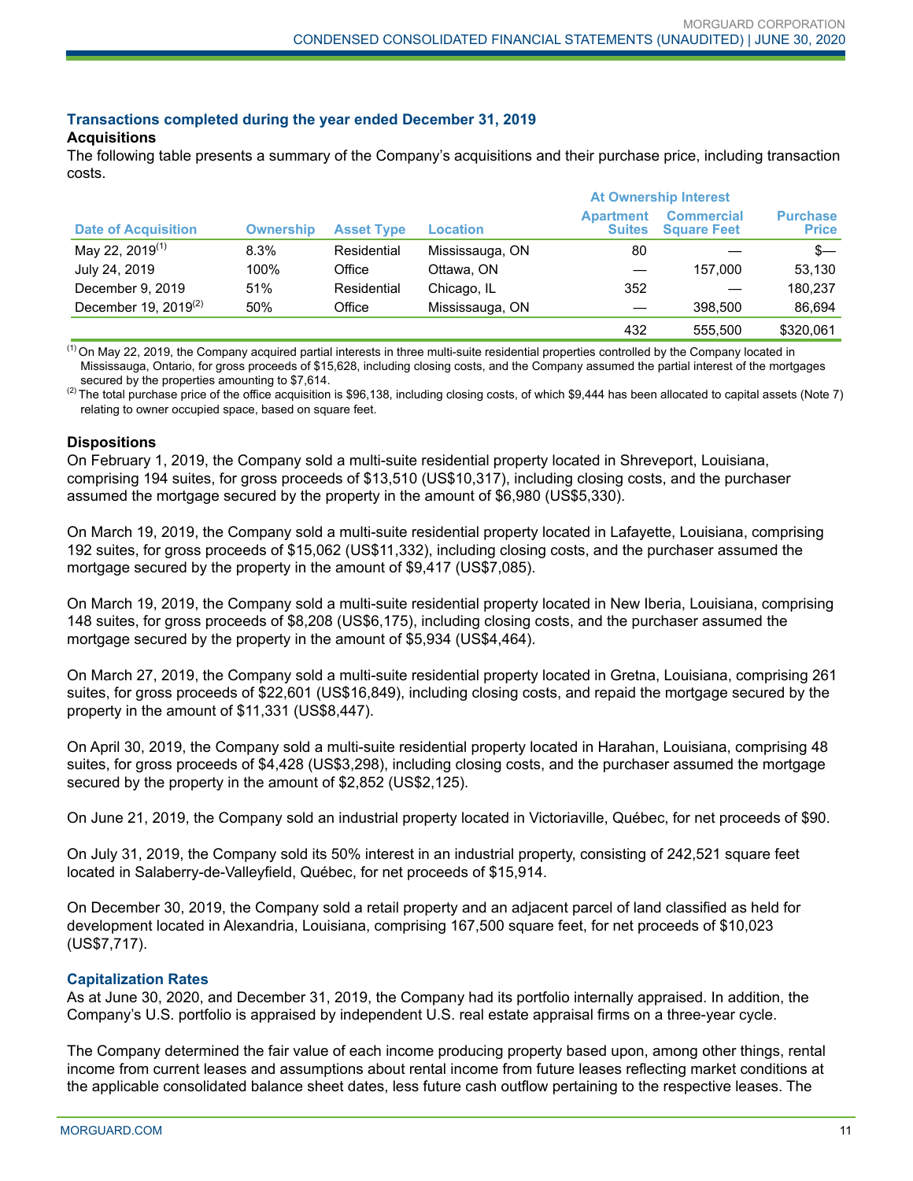### Transactions completed during the year ended December 31, 2019

**Acquisitions**

The following table presents a summary of the Company's acquisitions and their purchase price, including transaction costs.

| | | | | At Ownership Interest | | |
|---|---|---|---|---|---|---|
| Date of Acquisition | Ownership | Asset Type | Location | Apartment Suites | Commercial Square Feet | Purchase Price |
| May 22, 2019[1] | 8.3% | Residential | Mississauga, ON | 80 | — | $— |
| July 24, 2019 | 100% | Office | Ottawa, ON | — | 157,000 | 53,130 |
| December 9, 2019 | 51% | Residential | Chicago, IL | 352 | — | 180,237 |
| December 19, 2019[2] | 50% | Office | Mississauga, ON | — | 398,500 | 86,694 |
| | | | | 432 | 555,500 | $320,061 |

[1] On May 22, 2019, the Company acquired partial interests in three multi-suite residential properties controlled by the Company located in Mississauga, Ontario, for gross proceeds of $15,628, including closing costs, and the Company assumed the partial interest of the mortgages secured by the properties amounting to $7,614.

[2] The total purchase price of the office acquisition is $96,138, including closing costs, of which $9,444 has been allocated to capital assets (Note 7) relating to owner occupied space, based on square feet.

**Dispositions**

On February 1, 2019, the Company sold a multi-suite residential property located in Shreveport, Louisiana, comprising 194 suites, for gross proceeds of $13,510 (US$10,317), including closing costs, and the purchaser assumed the mortgage secured by the property in the amount of $6,980 (US$5,330).

On March 19, 2019, the Company sold a multi-suite residential property located in Lafayette, Louisiana, comprising 192 suites, for gross proceeds of $15,062 (US$11,332), including closing costs, and the purchaser assumed the mortgage secured by the property in the amount of $9,417 (US$7,085).

On March 19, 2019, the Company sold a multi-suite residential property located in New Iberia, Louisiana, comprising 148 suites, for gross proceeds of $8,208 (US$6,175), including closing costs, and the purchaser assumed the mortgage secured by the property in the amount of $5,934 (US$4,464).

On March 27, 2019, the Company sold a multi-suite residential property located in Gretna, Louisiana, comprising 261 suites, for gross proceeds of $22,601 (US$16,849), including closing costs, and repaid the mortgage secured by the property in the amount of $11,331 (US$8,447).

On April 30, 2019, the Company sold a multi-suite residential property located in Harahan, Louisiana, comprising 48 suites, for gross proceeds of $4,428 (US$3,298), including closing costs, and the purchaser assumed the mortgage secured by the property in the amount of $2,852 (US$2,125).

On June 21, 2019, the Company sold an industrial property located in Victoriaville, Québec, for net proceeds of $90.

On July 31, 2019, the Company sold its 50% interest in an industrial property, consisting of 242,521 square feet located in Salaberry-de-Valleyfield, Québec, for net proceeds of $15,914.

On December 30, 2019, the Company sold a retail property and an adjacent parcel of land classified as held for development located in Alexandria, Louisiana, comprising 167,500 square feet, for net proceeds of $10,023 (US$7,717).

### Capitalization Rates

As at June 30, 2020, and December 31, 2019, the Company had its portfolio internally appraised. In addition, the Company's U.S. portfolio is appraised by independent U.S. real estate appraisal firms on a three-year cycle.

The Company determined the fair value of each income producing property based upon, among other things, rental income from current leases and assumptions about rental income from future leases reflecting market conditions at the applicable consolidated balance sheet dates, less future cash outflow pertaining to the respective leases. The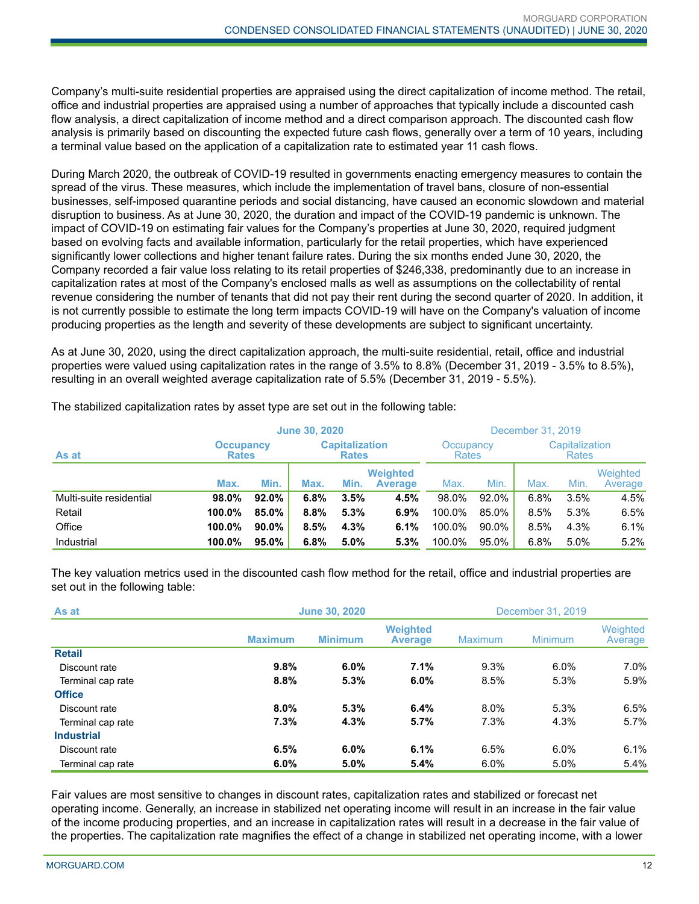Company's multi-suite residential properties are appraised using the direct capitalization of income method. The retail, office and industrial properties are appraised using a number of approaches that typically include a discounted cash flow analysis, a direct capitalization of income method and a direct comparison approach. The discounted cash flow analysis is primarily based on discounting the expected future cash flows, generally over a term of 10 years, including a terminal value based on the application of a capitalization rate to estimated year 11 cash flows.

During March 2020, the outbreak of COVID-19 resulted in governments enacting emergency measures to contain the spread of the virus. These measures, which include the implementation of travel bans, closure of non-essential businesses, self-imposed quarantine periods and social distancing, have caused an economic slowdown and material disruption to business. As at June 30, 2020, the duration and impact of the COVID-19 pandemic is unknown. The impact of COVID-19 on estimating fair values for the Company's properties at June 30, 2020, required judgment based on evolving facts and available information, particularly for the retail properties, which have experienced significantly lower collections and higher tenant failure rates. During the six months ended June 30, 2020, the Company recorded a fair value loss relating to its retail properties of $246,338, predominantly due to an increase in capitalization rates at most of the Company's enclosed malls as well as assumptions on the collectability of rental revenue considering the number of tenants that did not pay their rent during the second quarter of 2020. In addition, it is not currently possible to estimate the long term impacts COVID-19 will have on the Company's valuation of income producing properties as the length and severity of these developments are subject to significant uncertainty.

As at June 30, 2020, using the direct capitalization approach, the multi-suite residential, retail, office and industrial properties were valued using capitalization rates in the range of 3.5% to 8.8% (December 31, 2019 - 3.5% to 8.5%), resulting in an overall weighted average capitalization rate of 5.5% (December 31, 2019 - 5.5%).

The stabilized capitalization rates by asset type are set out in the following table:

| As at | **June 30, 2020** | | | | | December 31, 2019 | | | | |
|---|---|---|---|---|---|---|---|---|---|---|
| | **Occupancy Rates** | | **Capitalization Rates** | | | Occupancy Rates | | Capitalization Rates | | |
| | **Max.** | **Min.** | **Max.** | **Min.** | **Weighted Average** | Max. | Min. | Max. | Min. | Weighted Average |
| Multi-suite residential | **98.0%** | **92.0%** | **6.8%** | **3.5%** | **4.5%** | 98.0% | 92.0% | 6.8% | 3.5% | 4.5% |
| Retail | **100.0%** | **85.0%** | **8.8%** | **5.3%** | **6.9%** | 100.0% | 85.0% | 8.5% | 5.3% | 6.5% |
| Office | **100.0%** | **90.0%** | **8.5%** | **4.3%** | **6.1%** | 100.0% | 90.0% | 8.5% | 4.3% | 6.1% |
| Industrial | **100.0%** | **95.0%** | **6.8%** | **5.0%** | **5.3%** | 100.0% | 95.0% | 6.8% | 5.0% | 5.2% |

The key valuation metrics used in the discounted cash flow method for the retail, office and industrial properties are set out in the following table:

| As at | **June 30, 2020** | | | December 31, 2019 | | |
|---|---|---|---|---|---|---|
| | **Maximum** | **Minimum** | **Weighted Average** | Maximum | Minimum | Weighted Average |
| **Retail** | | | | | | |
| Discount rate | **9.8%** | **6.0%** | **7.1%** | 9.3% | 6.0% | 7.0% |
| Terminal cap rate | **8.8%** | **5.3%** | **6.0%** | 8.5% | 5.3% | 5.9% |
| **Office** | | | | | | |
| Discount rate | **8.0%** | **5.3%** | **6.4%** | 8.0% | 5.3% | 6.5% |
| Terminal cap rate | **7.3%** | **4.3%** | **5.7%** | 7.3% | 4.3% | 5.7% |
| **Industrial** | | | | | | |
| Discount rate | **6.5%** | **6.0%** | **6.1%** | 6.5% | 6.0% | 6.1% |
| Terminal cap rate | **6.0%** | **5.0%** | **5.4%** | 6.0% | 5.0% | 5.4% |

Fair values are most sensitive to changes in discount rates, capitalization rates and stabilized or forecast net operating income. Generally, an increase in stabilized net operating income will result in an increase in the fair value of the income producing properties, and an increase in capitalization rates will result in a decrease in the fair value of the properties. The capitalization rate magnifies the effect of a change in stabilized net operating income, with a lower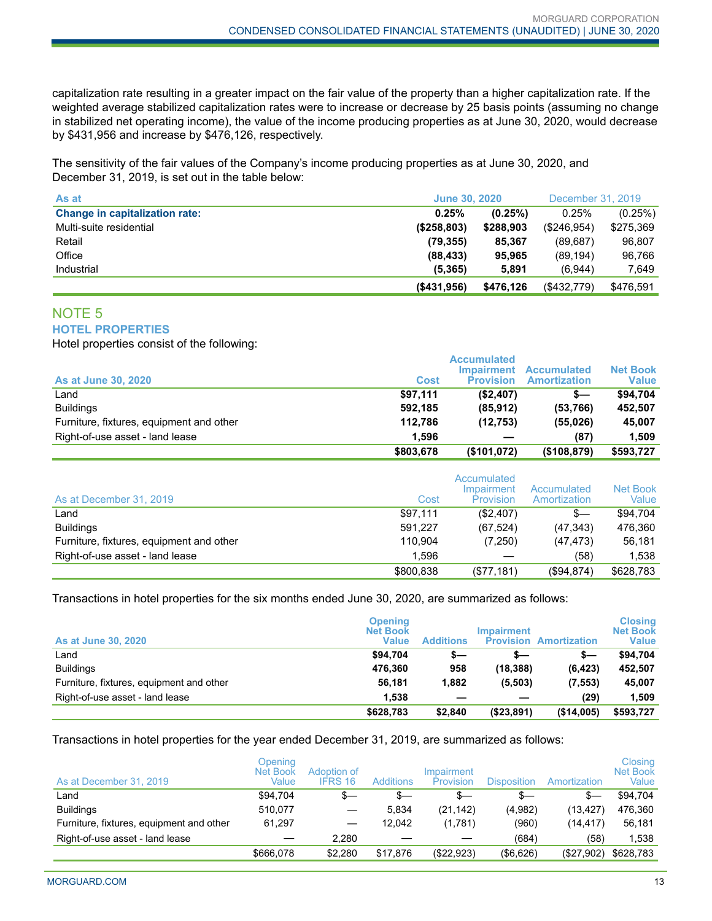capitalization rate resulting in a greater impact on the fair value of the property than a higher capitalization rate. If the weighted average stabilized capitalization rates were to increase or decrease by 25 basis points (assuming no change in stabilized net operating income), the value of the income producing properties as at June 30, 2020, would decrease by $431,956 and increase by $476,126, respectively.

The sensitivity of the fair values of the Company's income producing properties as at June 30, 2020, and December 31, 2019, is set out in the table below:

| As at | June 30, 2020 | | December 31, 2019 | |
|---|---|---|---|---|
| **Change in capitalization rate:** | **0.25%** | **(0.25%)** | 0.25% | (0.25%) |
| Multi-suite residential | **($258,803)** | **$288,903** | ($246,954) | $275,369 |
| Retail | **(79,355)** | **85,367** | (89,687) | 96,807 |
| Office | **(88,433)** | **95,965** | (89,194) | 96,766 |
| Industrial | **(5,365)** | **5,891** | (6,944) | 7,649 |
| | **($431,956)** | **$476,126** | ($432,779) | $476,591 |

## NOTE 5

### HOTEL PROPERTIES

Hotel properties consist of the following:

| As at June 30, 2020 | Cost | Accumulated Impairment Provision | Accumulated Amortization | Net Book Value |
|---|---|---|---|---|
| Land | **$97,111** | **($2,407)** | **$—** | **$94,704** |
| Buildings | **592,185** | **(85,912)** | **(53,766)** | **452,507** |
| Furniture, fixtures, equipment and other | **112,786** | **(12,753)** | **(55,026)** | **45,007** |
| Right-of-use asset - land lease | **1,596** | **—** | **(87)** | **1,509** |
| | **$803,678** | **($101,072)** | **($108,879)** | **$593,727** |

| As at December 31, 2019 | Cost | Accumulated Impairment Provision | Accumulated Amortization | Net Book Value |
|---|---|---|---|---|
| Land | $97,111 | ($2,407) | $— | $94,704 |
| Buildings | 591,227 | (67,524) | (47,343) | 476,360 |
| Furniture, fixtures, equipment and other | 110,904 | (7,250) | (47,473) | 56,181 |
| Right-of-use asset - land lease | 1,596 | — | (58) | 1,538 |
| | $800,838 | ($77,181) | ($94,874) | $628,783 |

Transactions in hotel properties for the six months ended June 30, 2020, are summarized as follows:

| As at June 30, 2020 | Opening Net Book Value | Additions | Impairment Provision | Amortization | Closing Net Book Value |
|---|---|---|---|---|---|
| Land | **$94,704** | **$—** | **$—** | **$—** | **$94,704** |
| Buildings | **476,360** | **958** | **(18,388)** | **(6,423)** | **452,507** |
| Furniture, fixtures, equipment and other | **56,181** | **1,882** | **(5,503)** | **(7,553)** | **45,007** |
| Right-of-use asset - land lease | **1,538** | **—** | **—** | **(29)** | **1,509** |
| | **$628,783** | **$2,840** | **($23,891)** | **($14,005)** | **$593,727** |

Transactions in hotel properties for the year ended December 31, 2019, are summarized as follows:

| As at December 31, 2019 | Opening Net Book Value | Adoption of IFRS 16 | Additions | Impairment Provision | Disposition | Amortization | Closing Net Book Value |
|---|---|---|---|---|---|---|---|
| Land | $94,704 | $— | $— | $— | $— | $— | $94,704 |
| Buildings | 510,077 | — | 5,834 | (21,142) | (4,982) | (13,427) | 476,360 |
| Furniture, fixtures, equipment and other | 61,297 | — | 12,042 | (1,781) | (960) | (14,417) | 56,181 |
| Right-of-use asset - land lease | — | 2,280 | — | — | (684) | (58) | 1,538 |
| | $666,078 | $2,280 | $17,876 | ($22,923) | ($6,626) | ($27,902) | $628,783 |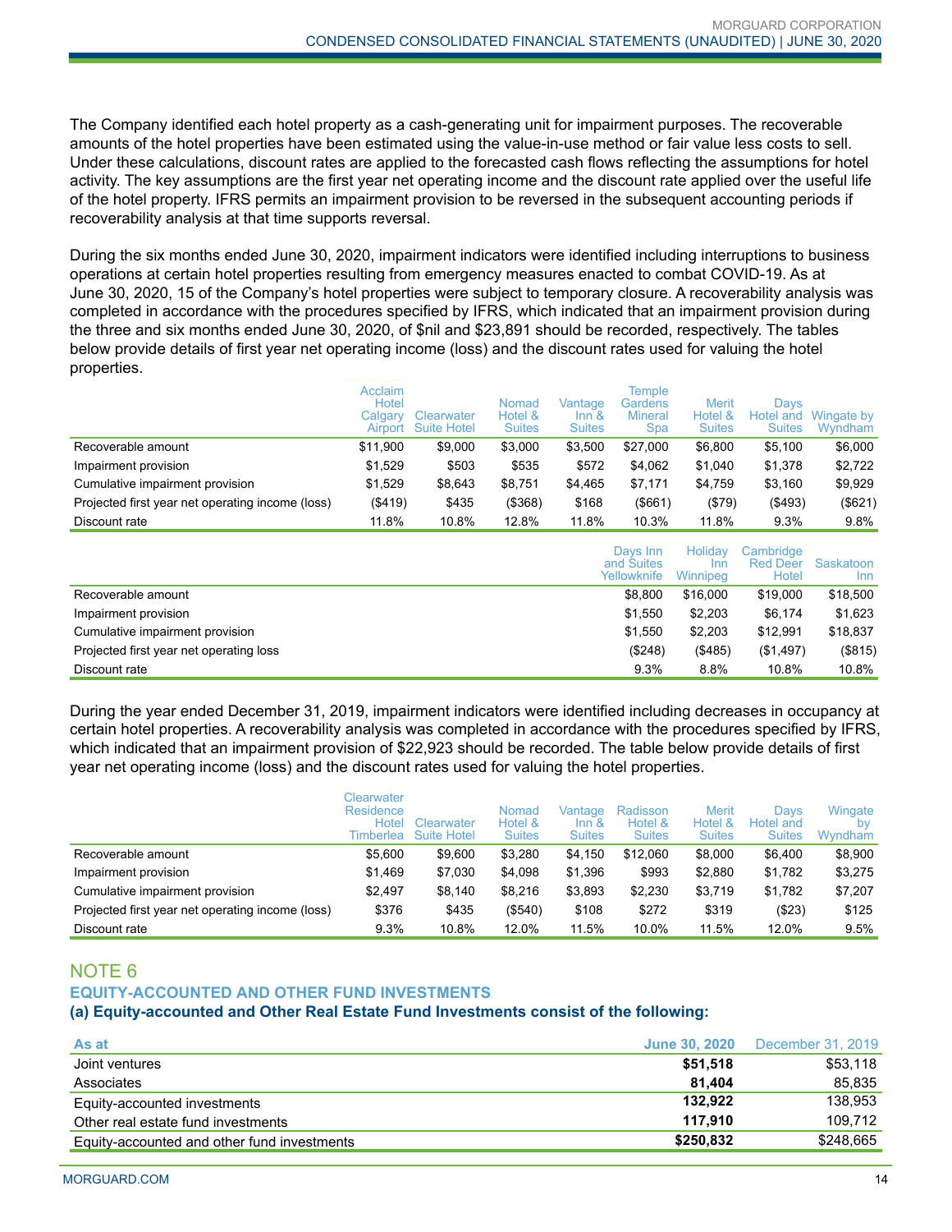The Company identified each hotel property as a cash-generating unit for impairment purposes. The recoverable amounts of the hotel properties have been estimated using the value-in-use method or fair value less costs to sell. Under these calculations, discount rates are applied to the forecasted cash flows reflecting the assumptions for hotel activity. The key assumptions are the first year net operating income and the discount rate applied over the useful life of the hotel property. IFRS permits an impairment provision to be reversed in the subsequent accounting periods if recoverability analysis at that time supports reversal.

During the six months ended June 30, 2020, impairment indicators were identified including interruptions to business operations at certain hotel properties resulting from emergency measures enacted to combat COVID-19. As at June 30, 2020, 15 of the Company's hotel properties were subject to temporary closure. A recoverability analysis was completed in accordance with the procedures specified by IFRS, which indicated that an impairment provision during the three and six months ended June 30, 2020, of $nil and $23,891 should be recorded, respectively. The tables below provide details of first year net operating income (loss) and the discount rates used for valuing the hotel properties.

| | Acclaim Hotel Calgary Airport | Clearwater Suite Hotel | Nomad Hotel & Suites | Vantage Inn & Suites | Temple Gardens Mineral Spa | Merit Hotel & Suites | Days Hotel and Suites | Wingate by Wyndham |
|---|---|---|---|---|---|---|---|---|
| Recoverable amount | $11,900 | $9,000 | $3,000 | $3,500 | $27,000 | $6,800 | $5,100 | $6,000 |
| Impairment provision | $1,529 | $503 | $535 | $572 | $4,062 | $1,040 | $1,378 | $2,722 |
| Cumulative impairment provision | $1,529 | $8,643 | $8,751 | $4,465 | $7,171 | $4,759 | $3,160 | $9,929 |
| Projected first year net operating income (loss) | ($419) | $435 | ($368) | $168 | ($661) | ($79) | ($493) | ($621) |
| Discount rate | 11.8% | 10.8% | 12.8% | 11.8% | 10.3% | 11.8% | 9.3% | 9.8% |

| | Days Inn and Suites Yellowknife | Holiday Inn Winnipeg | Cambridge Red Deer Hotel | Saskatoon Inn |
|---|---|---|---|---|
| Recoverable amount | $8,800 | $16,000 | $19,000 | $18,500 |
| Impairment provision | $1,550 | $2,203 | $6,174 | $1,623 |
| Cumulative impairment provision | $1,550 | $2,203 | $12,991 | $18,837 |
| Projected first year net operating loss | ($248) | ($485) | ($1,497) | ($815) |
| Discount rate | 9.3% | 8.8% | 10.8% | 10.8% |

During the year ended December 31, 2019, impairment indicators were identified including decreases in occupancy at certain hotel properties. A recoverability analysis was completed in accordance with the procedures specified by IFRS, which indicated that an impairment provision of $22,923 should be recorded. The table below provide details of first year net operating income (loss) and the discount rates used for valuing the hotel properties.

| | Clearwater Residence Hotel Timberlea | Clearwater Suite Hotel | Nomad Hotel & Suites | Vantage Inn & Suites | Radisson Hotel & Suites | Merit Hotel & Suites | Days Hotel and Suites | Wingate by Wyndham |
|---|---|---|---|---|---|---|---|---|
| Recoverable amount | $5,600 | $9,600 | $3,280 | $4,150 | $12,060 | $8,000 | $6,400 | $8,900 |
| Impairment provision | $1,469 | $7,030 | $4,098 | $1,396 | $993 | $2,880 | $1,782 | $3,275 |
| Cumulative impairment provision | $2,497 | $8,140 | $8,216 | $3,893 | $2,230 | $3,719 | $1,782 | $7,207 |
| Projected first year net operating income (loss) | $376 | $435 | ($540) | $108 | $272 | $319 | ($23) | $125 |
| Discount rate | 9.3% | 10.8% | 12.0% | 11.5% | 10.0% | 11.5% | 12.0% | 9.5% |

## NOTE 6

### EQUITY-ACCOUNTED AND OTHER FUND INVESTMENTS

**(a) Equity-accounted and Other Real Estate Fund Investments consist of the following:**

| As at | June 30, 2020 | December 31, 2019 |
|---|---|---|
| Joint ventures | **$51,518** | $53,118 |
| Associates | **81,404** | 85,835 |
| Equity-accounted investments | **132,922** | 138,953 |
| Other real estate fund investments | **117,910** | 109,712 |
| Equity-accounted and other fund investments | **$250,832** | $248,665 |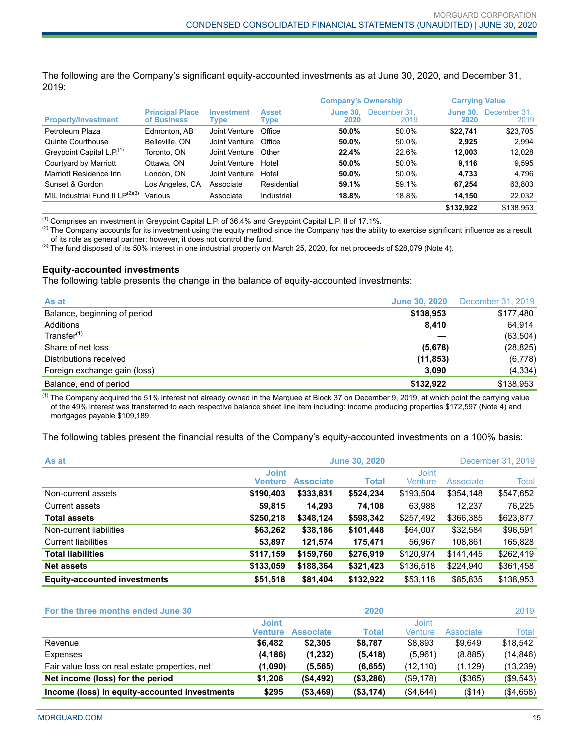The following are the Company's significant equity-accounted investments as at June 30, 2020, and December 31, 2019:

| | | | | Company's Ownership | | Carrying Value | |
|---|---|---|---|---|---|---|---|
| Property/Investment | Principal Place of Business | Investment Type | Asset Type | June 30, 2020 | December 31, 2019 | June 30, 2020 | December 31, 2019 |
| Petroleum Plaza | Edmonton, AB | Joint Venture | Office | **50.0%** | 50.0% | **$22,741** | $23,705 |
| Quinte Courthouse | Belleville, ON | Joint Venture | Office | **50.0%** | 50.0% | **2,925** | 2,994 |
| Greypoint Capital L.P.[1] | Toronto, ON | Joint Venture | Other | **22.4%** | 22.6% | **12,003** | 12,028 |
| Courtyard by Marriott | Ottawa, ON | Joint Venture | Hotel | **50.0%** | 50.0% | **9,116** | 9,595 |
| Marriott Residence Inn | London, ON | Joint Venture | Hotel | **50.0%** | 50.0% | **4,733** | 4,796 |
| Sunset & Gordon | Los Angeles, CA | Associate | Residential | **59.1%** | 59.1% | **67,254** | 63,803 |
| MIL Industrial Fund II LP[2][3] | Various | Associate | Industrial | **18.8%** | 18.8% | **14,150** | 22,032 |
| | | | | | | **$132,922** | $138,953 |

[1] Comprises an investment in Greypoint Capital L.P. of 36.4% and Greypoint Capital L.P. II of 17.1%.
[2] The Company accounts for its investment using the equity method since the Company has the ability to exercise significant influence as a result of its role as general partner; however, it does not control the fund.
[3] The fund disposed of its 50% interest in one industrial property on March 25, 2020, for net proceeds of $28,079 (Note 4).

### Equity-accounted investments

The following table presents the change in the balance of equity-accounted investments:

| As at | June 30, 2020 | December 31, 2019 |
|---|---|---|
| Balance, beginning of period | **$138,953** | $177,480 |
| Additions | **8,410** | 64,914 |
| Transfer[1] | **—** | (63,504) |
| Share of net loss | **(5,678)** | (28,825) |
| Distributions received | **(11,853)** | (6,778) |
| Foreign exchange gain (loss) | **3,090** | (4,334) |
| Balance, end of period | **$132,922** | $138,953 |

[1] The Company acquired the 51% interest not already owned in the Marquee at Block 37 on December 9, 2019, at which point the carrying value of the 49% interest was transferred to each respective balance sheet line item including: income producing properties $172,597 (Note 4) and mortgages payable $109,189.

The following tables present the financial results of the Company's equity-accounted investments on a 100% basis:

| As at | June 30, 2020 | | | December 31, 2019 | | |
|---|---|---|---|---|---|---|
| | Joint Venture | Associate | Total | Joint Venture | Associate | Total |
| Non-current assets | **$190,403** | **$333,831** | **$524,234** | $193,504 | $354,148 | $547,652 |
| Current assets | **59,815** | **14,293** | **74,108** | 63,988 | 12,237 | 76,225 |
| **Total assets** | **$250,218** | **$348,124** | **$598,342** | $257,492 | $366,385 | $623,877 |
| Non-current liabilities | **$63,262** | **$38,186** | **$101,448** | $64,007 | $32,584 | $96,591 |
| Current liabilities | **53,897** | **121,574** | **175,471** | 56,967 | 108,861 | 165,828 |
| **Total liabilities** | **$117,159** | **$159,760** | **$276,919** | $120,974 | $141,445 | $262,419 |
| **Net assets** | **$133,059** | **$188,364** | **$321,423** | $136,518 | $224,940 | $361,458 |
| **Equity-accounted investments** | **$51,518** | **$81,404** | **$132,922** | $53,118 | $85,835 | $138,953 |

| For the three months ended June 30 | 2020 | | | 2019 | | |
|---|---|---|---|---|---|---|
| | Joint Venture | Associate | Total | Joint Venture | Associate | Total |
| Revenue | **$6,482** | **$2,305** | **$8,787** | $8,893 | $9,649 | $18,542 |
| Expenses | **(4,186)** | **(1,232)** | **(5,418)** | (5,961) | (8,885) | (14,846) |
| Fair value loss on real estate properties, net | **(1,090)** | **(5,565)** | **(6,655)** | (12,110) | (1,129) | (13,239) |
| **Net income (loss) for the period** | **$1,206** | **($4,492)** | **($3,286)** | ($9,178) | ($365) | ($9,543) |
| **Income (loss) in equity-accounted investments** | **$295** | **($3,469)** | **($3,174)** | ($4,644) | ($14) | ($4,658) |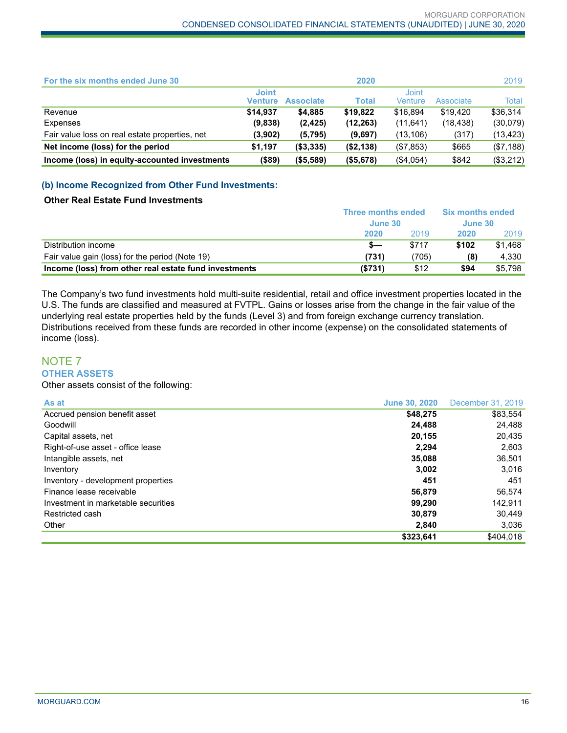| For the six months ended June 30 | 2020 | | | 2019 | | |
|---|---|---|---|---|---|---|
| | **Joint Venture** | **Associate** | **Total** | Joint Venture | Associate | Total |
| Revenue | **$14,937** | **$4,885** | **$19,822** | $16,894 | $19,420 | $36,314 |
| Expenses | **(9,838)** | **(2,425)** | **(12,263)** | (11,641) | (18,438) | (30,079) |
| Fair value loss on real estate properties, net | **(3,902)** | **(5,795)** | **(9,697)** | (13,106) | (317) | (13,423) |
| **Net income (loss) for the period** | **$1,197** | **($3,335)** | **($2,138)** | ($7,853) | $665 | ($7,188) |
| **Income (loss) in equity-accounted investments** | **($89)** | **($5,589)** | **($5,678)** | ($4,054) | $842 | ($3,212) |

### (b) Income Recognized from Other Fund Investments:

**Other Real Estate Fund Investments**

| | Three months ended June 30 | | Six months ended June 30 | |
|---|---|---|---|---|
| | **2020** | 2019 | **2020** | 2019 |
| Distribution income | **$—** | $717 | **$102** | $1,468 |
| Fair value gain (loss) for the period (Note 19) | **(731)** | (705) | **(8)** | 4,330 |
| **Income (loss) from other real estate fund investments** | **($731)** | $12 | **$94** | $5,798 |

The Company's two fund investments hold multi-suite residential, retail and office investment properties located in the U.S. The funds are classified and measured at FVTPL. Gains or losses arise from the change in the fair value of the underlying real estate properties held by the funds (Level 3) and from foreign exchange currency translation. Distributions received from these funds are recorded in other income (expense) on the consolidated statements of income (loss).

## NOTE 7

### OTHER ASSETS

Other assets consist of the following:

| As at | June 30, 2020 | December 31, 2019 |
|---|---|---|
| Accrued pension benefit asset | **$48,275** | $83,554 |
| Goodwill | **24,488** | 24,488 |
| Capital assets, net | **20,155** | 20,435 |
| Right-of-use asset - office lease | **2,294** | 2,603 |
| Intangible assets, net | **35,088** | 36,501 |
| Inventory | **3,002** | 3,016 |
| Inventory - development properties | **451** | 451 |
| Finance lease receivable | **56,879** | 56,574 |
| Investment in marketable securities | **99,290** | 142,911 |
| Restricted cash | **30,879** | 30,449 |
| Other | **2,840** | 3,036 |
| | **$323,641** | $404,018 |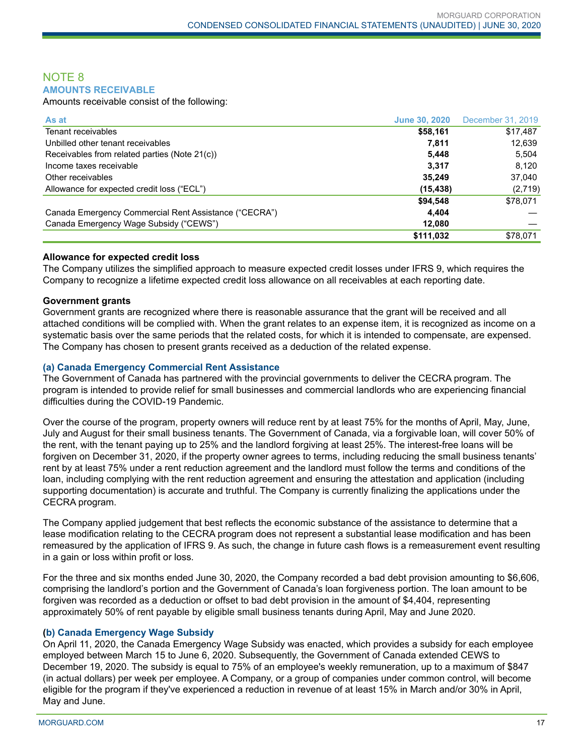## NOTE 8
### AMOUNTS RECEIVABLE

Amounts receivable consist of the following:

| As at | June 30, 2020 | December 31, 2019 |
|---|---|---|
| Tenant receivables | **$58,161** | $17,487 |
| Unbilled other tenant receivables | **7,811** | 12,639 |
| Receivables from related parties (Note 21(c)) | **5,448** | 5,504 |
| Income taxes receivable | **3,317** | 8,120 |
| Other receivables | **35,249** | 37,040 |
| Allowance for expected credit loss (“ECL”) | **(15,438)** | (2,719) |
| | **$94,548** | $78,071 |
| Canada Emergency Commercial Rent Assistance (“CECRA”) | **4,404** | — |
| Canada Emergency Wage Subsidy (“CEWS”) | **12,080** | — |
| | **$111,032** | $78,071 |

**Allowance for expected credit loss**

The Company utilizes the simplified approach to measure expected credit losses under IFRS 9, which requires the Company to recognize a lifetime expected credit loss allowance on all receivables at each reporting date.

**Government grants**

Government grants are recognized where there is reasonable assurance that the grant will be received and all attached conditions will be complied with. When the grant relates to an expense item, it is recognized as income on a systematic basis over the same periods that the related costs, for which it is intended to compensate, are expensed. The Company has chosen to present grants received as a deduction of the related expense.

**(a) Canada Emergency Commercial Rent Assistance**

The Government of Canada has partnered with the provincial governments to deliver the CECRA program. The program is intended to provide relief for small businesses and commercial landlords who are experiencing financial difficulties during the COVID-19 Pandemic.

Over the course of the program, property owners will reduce rent by at least 75% for the months of April, May, June, July and August for their small business tenants. The Government of Canada, via a forgivable loan, will cover 50% of the rent, with the tenant paying up to 25% and the landlord forgiving at least 25%. The interest-free loans will be forgiven on December 31, 2020, if the property owner agrees to terms, including reducing the small business tenants' rent by at least 75% under a rent reduction agreement and the landlord must follow the terms and conditions of the loan, including complying with the rent reduction agreement and ensuring the attestation and application (including supporting documentation) is accurate and truthful. The Company is currently finalizing the applications under the CECRA program.

The Company applied judgement that best reflects the economic substance of the assistance to determine that a lease modification relating to the CECRA program does not represent a substantial lease modification and has been remeasured by the application of IFRS 9. As such, the change in future cash flows is a remeasurement event resulting in a gain or loss within profit or loss.

For the three and six months ended June 30, 2020, the Company recorded a bad debt provision amounting to $6,606, comprising the landlord's portion and the Government of Canada's loan forgiveness portion. The loan amount to be forgiven was recorded as a deduction or offset to bad debt provision in the amount of $4,404, representing approximately 50% of rent payable by eligible small business tenants during April, May and June 2020.

**(b) Canada Emergency Wage Subsidy**

On April 11, 2020, the Canada Emergency Wage Subsidy was enacted, which provides a subsidy for each employee employed between March 15 to June 6, 2020. Subsequently, the Government of Canada extended CEWS to December 19, 2020. The subsidy is equal to 75% of an employee's weekly remuneration, up to a maximum of $847 (in actual dollars) per week per employee. A Company, or a group of companies under common control, will become eligible for the program if they've experienced a reduction in revenue of at least 15% in March and/or 30% in April, May and June.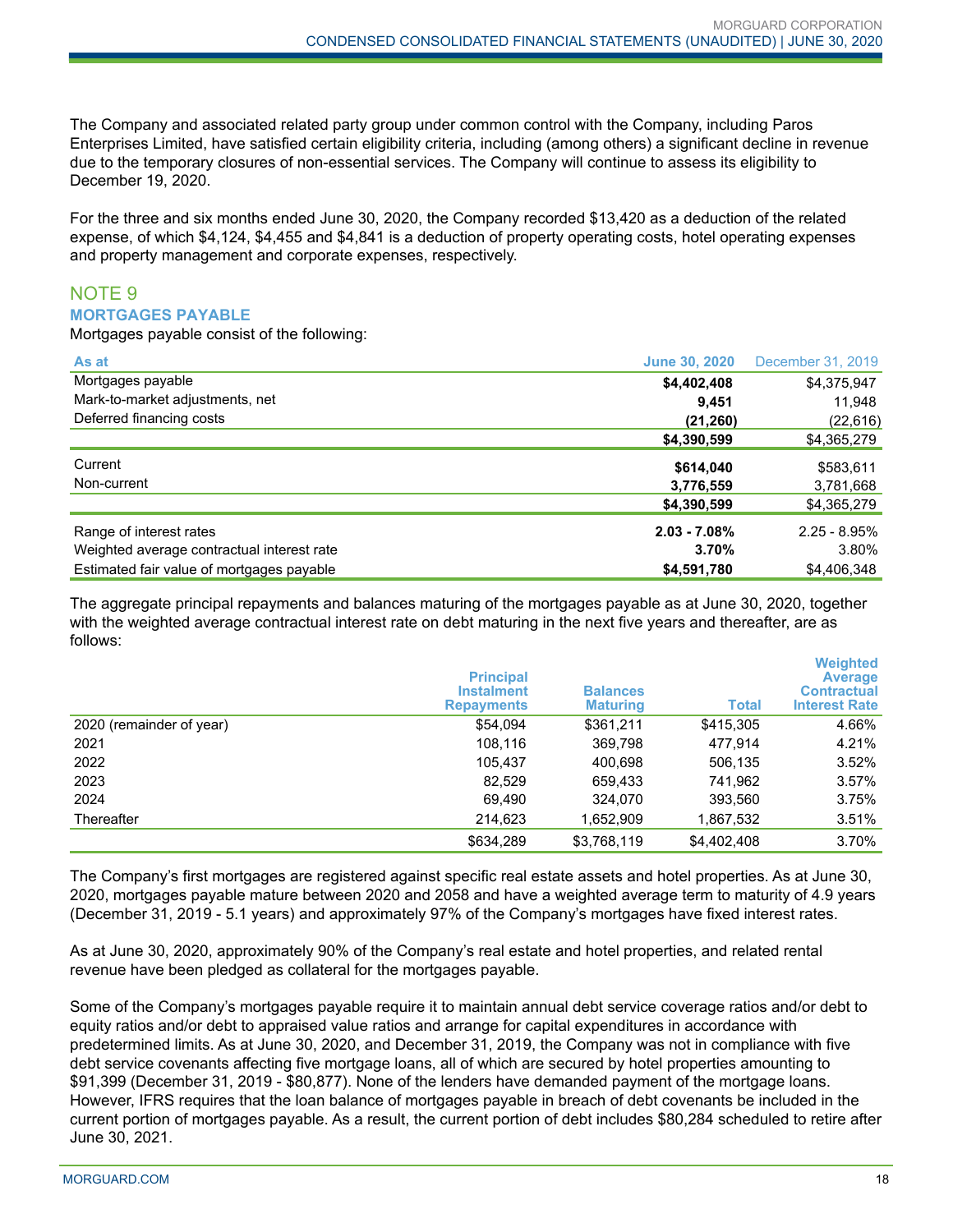The Company and associated related party group under common control with the Company, including Paros Enterprises Limited, have satisfied certain eligibility criteria, including (among others) a significant decline in revenue due to the temporary closures of non-essential services. The Company will continue to assess its eligibility to December 19, 2020.

For the three and six months ended June 30, 2020, the Company recorded $13,420 as a deduction of the related expense, of which $4,124, $4,455 and $4,841 is a deduction of property operating costs, hotel operating expenses and property management and corporate expenses, respectively.

## NOTE 9

### MORTGAGES PAYABLE

Mortgages payable consist of the following:

| As at | June 30, 2020 | December 31, 2019 |
|---|---|---|
| Mortgages payable | **$4,402,408** | $4,375,947 |
| Mark-to-market adjustments, net | **9,451** | 11,948 |
| Deferred financing costs | **(21,260)** | (22,616) |
| | **$4,390,599** | $4,365,279 |
| Current | **$614,040** | $583,611 |
| Non-current | **3,776,559** | 3,781,668 |
| | **$4,390,599** | $4,365,279 |
| Range of interest rates | **2.03 - 7.08%** | 2.25 - 8.95% |
| Weighted average contractual interest rate | **3.70%** | 3.80% |
| Estimated fair value of mortgages payable | **$4,591,780** | $4,406,348 |

The aggregate principal repayments and balances maturing of the mortgages payable as at June 30, 2020, together with the weighted average contractual interest rate on debt maturing in the next five years and thereafter, are as follows:

| | Principal Instalment Repayments | Balances Maturing | Total | Weighted Average Contractual Interest Rate |
|---|---|---|---|---|
| 2020 (remainder of year) | $54,094 | $361,211 | $415,305 | 4.66% |
| 2021 | 108,116 | 369,798 | 477,914 | 4.21% |
| 2022 | 105,437 | 400,698 | 506,135 | 3.52% |
| 2023 | 82,529 | 659,433 | 741,962 | 3.57% |
| 2024 | 69,490 | 324,070 | 393,560 | 3.75% |
| Thereafter | 214,623 | 1,652,909 | 1,867,532 | 3.51% |
| | $634,289 | $3,768,119 | $4,402,408 | 3.70% |

The Company's first mortgages are registered against specific real estate assets and hotel properties. As at June 30, 2020, mortgages payable mature between 2020 and 2058 and have a weighted average term to maturity of 4.9 years (December 31, 2019 - 5.1 years) and approximately 97% of the Company's mortgages have fixed interest rates.

As at June 30, 2020, approximately 90% of the Company's real estate and hotel properties, and related rental revenue have been pledged as collateral for the mortgages payable.

Some of the Company's mortgages payable require it to maintain annual debt service coverage ratios and/or debt to equity ratios and/or debt to appraised value ratios and arrange for capital expenditures in accordance with predetermined limits. As at June 30, 2020, and December 31, 2019, the Company was not in compliance with five debt service covenants affecting five mortgage loans, all of which are secured by hotel properties amounting to $91,399 (December 31, 2019 - $80,877). None of the lenders have demanded payment of the mortgage loans. However, IFRS requires that the loan balance of mortgages payable in breach of debt covenants be included in the current portion of mortgages payable. As a result, the current portion of debt includes $80,284 scheduled to retire after June 30, 2021.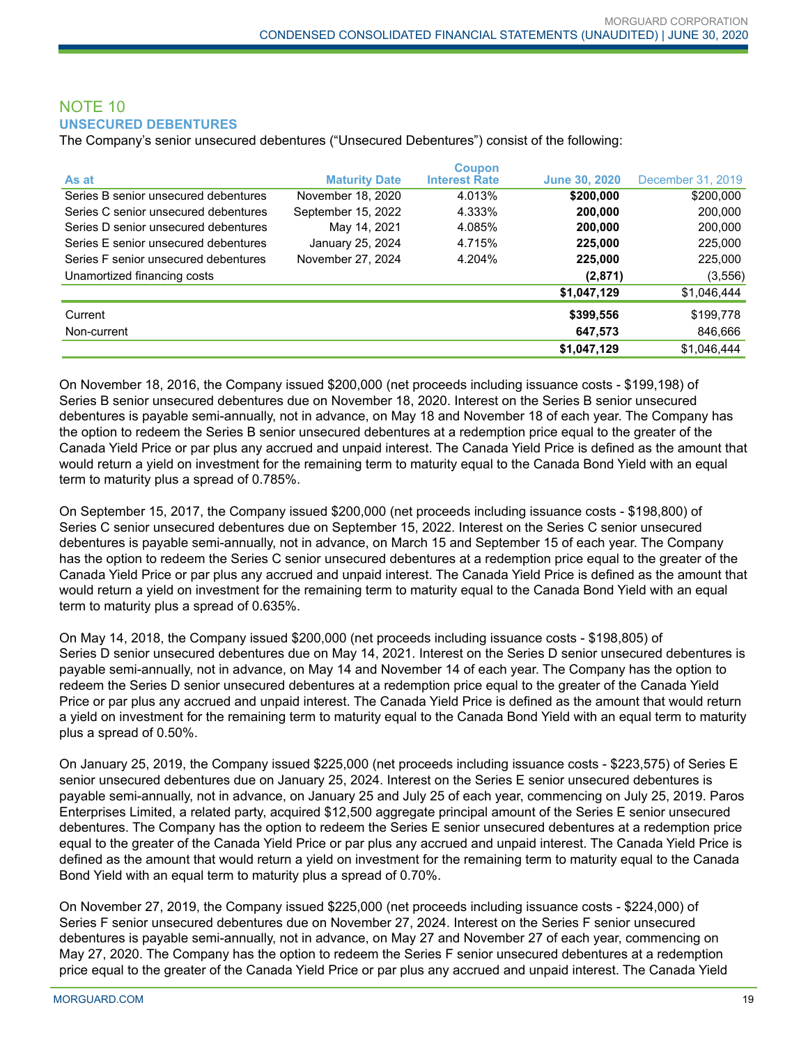## NOTE 10

### UNSECURED DEBENTURES

The Company's senior unsecured debentures ("Unsecured Debentures") consist of the following:

| As at | Maturity Date | Coupon Interest Rate | June 30, 2020 | December 31, 2019 |
|---|---|---|---|---|
| Series B senior unsecured debentures | November 18, 2020 | 4.013% | **$200,000** | $200,000 |
| Series C senior unsecured debentures | September 15, 2022 | 4.333% | **200,000** | 200,000 |
| Series D senior unsecured debentures | May 14, 2021 | 4.085% | **200,000** | 200,000 |
| Series E senior unsecured debentures | January 25, 2024 | 4.715% | **225,000** | 225,000 |
| Series F senior unsecured debentures | November 27, 2024 | 4.204% | **225,000** | 225,000 |
| Unamortized financing costs | | | **(2,871)** | (3,556) |
| | | | **$1,047,129** | $1,046,444 |
| Current | | | **$399,556** | $199,778 |
| Non-current | | | **647,573** | 846,666 |
| | | | **$1,047,129** | $1,046,444 |

On November 18, 2016, the Company issued $200,000 (net proceeds including issuance costs - $199,198) of Series B senior unsecured debentures due on November 18, 2020. Interest on the Series B senior unsecured debentures is payable semi-annually, not in advance, on May 18 and November 18 of each year. The Company has the option to redeem the Series B senior unsecured debentures at a redemption price equal to the greater of the Canada Yield Price or par plus any accrued and unpaid interest. The Canada Yield Price is defined as the amount that would return a yield on investment for the remaining term to maturity equal to the Canada Bond Yield with an equal term to maturity plus a spread of 0.785%.

On September 15, 2017, the Company issued $200,000 (net proceeds including issuance costs - $198,800) of Series C senior unsecured debentures due on September 15, 2022. Interest on the Series C senior unsecured debentures is payable semi-annually, not in advance, on March 15 and September 15 of each year. The Company has the option to redeem the Series C senior unsecured debentures at a redemption price equal to the greater of the Canada Yield Price or par plus any accrued and unpaid interest. The Canada Yield Price is defined as the amount that would return a yield on investment for the remaining term to maturity equal to the Canada Bond Yield with an equal term to maturity plus a spread of 0.635%.

On May 14, 2018, the Company issued $200,000 (net proceeds including issuance costs - $198,805) of Series D senior unsecured debentures due on May 14, 2021. Interest on the Series D senior unsecured debentures is payable semi-annually, not in advance, on May 14 and November 14 of each year. The Company has the option to redeem the Series D senior unsecured debentures at a redemption price equal to the greater of the Canada Yield Price or par plus any accrued and unpaid interest. The Canada Yield Price is defined as the amount that would return a yield on investment for the remaining term to maturity equal to the Canada Bond Yield with an equal term to maturity plus a spread of 0.50%.

On January 25, 2019, the Company issued $225,000 (net proceeds including issuance costs - $223,575) of Series E senior unsecured debentures due on January 25, 2024. Interest on the Series E senior unsecured debentures is payable semi-annually, not in advance, on January 25 and July 25 of each year, commencing on July 25, 2019. Paros Enterprises Limited, a related party, acquired $12,500 aggregate principal amount of the Series E senior unsecured debentures. The Company has the option to redeem the Series E senior unsecured debentures at a redemption price equal to the greater of the Canada Yield Price or par plus any accrued and unpaid interest. The Canada Yield Price is defined as the amount that would return a yield on investment for the remaining term to maturity equal to the Canada Bond Yield with an equal term to maturity plus a spread of 0.70%.

On November 27, 2019, the Company issued $225,000 (net proceeds including issuance costs - $224,000) of Series F senior unsecured debentures due on November 27, 2024. Interest on the Series F senior unsecured debentures is payable semi-annually, not in advance, on May 27 and November 27 of each year, commencing on May 27, 2020. The Company has the option to redeem the Series F senior unsecured debentures at a redemption price equal to the greater of the Canada Yield Price or par plus any accrued and unpaid interest. The Canada Yield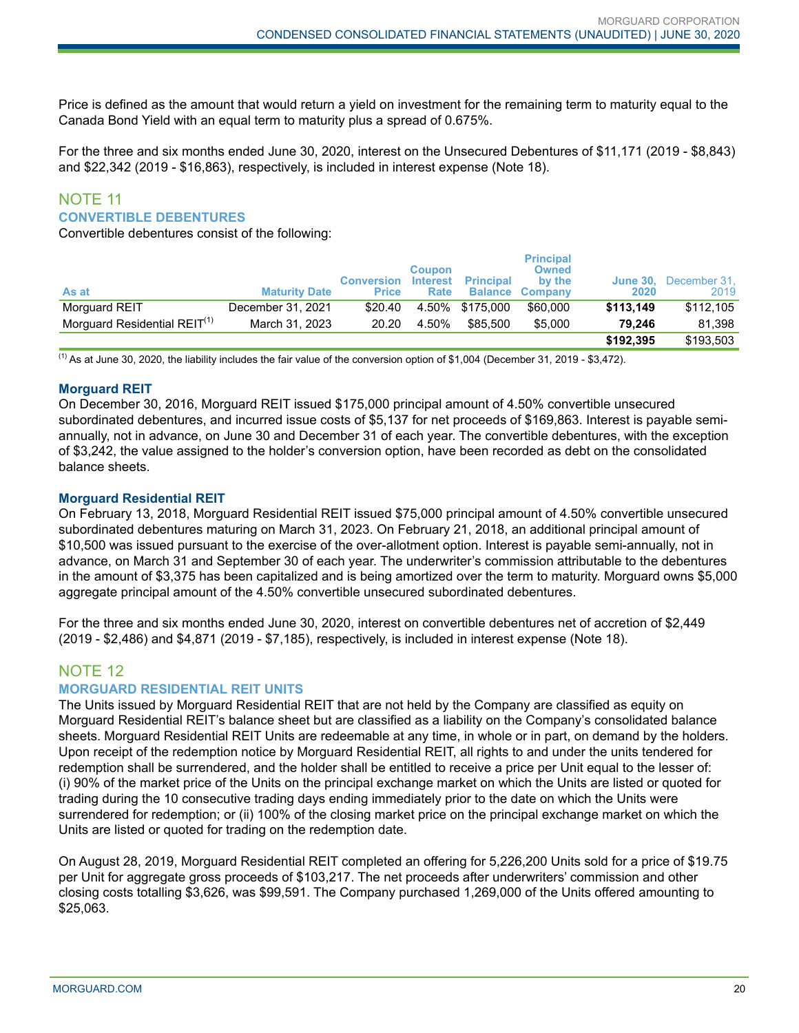Price is defined as the amount that would return a yield on investment for the remaining term to maturity equal to the Canada Bond Yield with an equal term to maturity plus a spread of 0.675%.

For the three and six months ended June 30, 2020, interest on the Unsecured Debentures of $11,171 (2019 - $8,843) and $22,342 (2019 - $16,863), respectively, is included in interest expense (Note 18).

## NOTE 11

### CONVERTIBLE DEBENTURES

Convertible debentures consist of the following:

| As at | Maturity Date | Conversion Price | Coupon Interest Rate | Principal Balance | Principal Owned by the Company | June 30, 2020 | December 31, 2019 |
|---|---|---|---|---|---|---|---|
| Morguard REIT | December 31, 2021 | $20.40 | 4.50% | $175,000 | $60,000 | **$113,149** | $112,105 |
| Morguard Residential REIT[(1)] | March 31, 2023 | 20.20 | 4.50% | $85,500 | $5,000 | **79,246** | 81,398 |
| | | | | | | **$192,395** | $193,503 |

[(1)] As at June 30, 2020, the liability includes the fair value of the conversion option of $1,004 (December 31, 2019 - $3,472).

#### Morguard REIT

On December 30, 2016, Morguard REIT issued $175,000 principal amount of 4.50% convertible unsecured subordinated debentures, and incurred issue costs of $5,137 for net proceeds of $169,863. Interest is payable semi-annually, not in advance, on June 30 and December 31 of each year. The convertible debentures, with the exception of $3,242, the value assigned to the holder's conversion option, have been recorded as debt on the consolidated balance sheets.

#### Morguard Residential REIT

On February 13, 2018, Morguard Residential REIT issued $75,000 principal amount of 4.50% convertible unsecured subordinated debentures maturing on March 31, 2023. On February 21, 2018, an additional principal amount of $10,500 was issued pursuant to the exercise of the over-allotment option. Interest is payable semi-annually, not in advance, on March 31 and September 30 of each year. The underwriter's commission attributable to the debentures in the amount of $3,375 has been capitalized and is being amortized over the term to maturity. Morguard owns $5,000 aggregate principal amount of the 4.50% convertible unsecured subordinated debentures.

For the three and six months ended June 30, 2020, interest on convertible debentures net of accretion of $2,449 (2019 - $2,486) and $4,871 (2019 - $7,185), respectively, is included in interest expense (Note 18).

## NOTE 12

### MORGUARD RESIDENTIAL REIT UNITS

The Units issued by Morguard Residential REIT that are not held by the Company are classified as equity on Morguard Residential REIT's balance sheet but are classified as a liability on the Company's consolidated balance sheets. Morguard Residential REIT Units are redeemable at any time, in whole or in part, on demand by the holders. Upon receipt of the redemption notice by Morguard Residential REIT, all rights to and under the units tendered for redemption shall be surrendered, and the holder shall be entitled to receive a price per Unit equal to the lesser of: (i) 90% of the market price of the Units on the principal exchange market on which the Units are listed or quoted for trading during the 10 consecutive trading days ending immediately prior to the date on which the Units were surrendered for redemption; or (ii) 100% of the closing market price on the principal exchange market on which the Units are listed or quoted for trading on the redemption date.

On August 28, 2019, Morguard Residential REIT completed an offering for 5,226,200 Units sold for a price of $19.75 per Unit for aggregate gross proceeds of $103,217. The net proceeds after underwriters' commission and other closing costs totalling $3,626, was $99,591. The Company purchased 1,269,000 of the Units offered amounting to $25,063.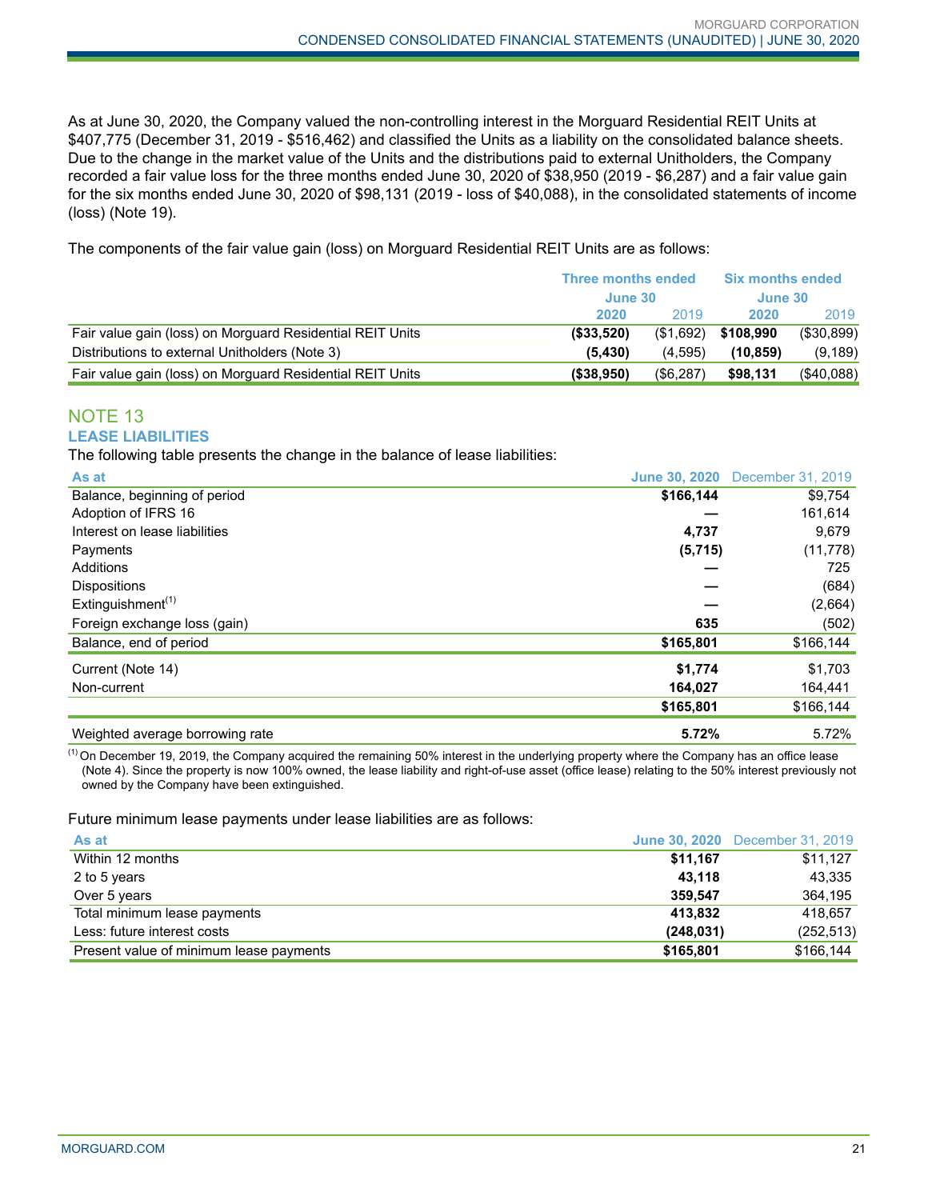As at June 30, 2020, the Company valued the non-controlling interest in the Morguard Residential REIT Units at $407,775 (December 31, 2019 - $516,462) and classified the Units as a liability on the consolidated balance sheets. Due to the change in the market value of the Units and the distributions paid to external Unitholders, the Company recorded a fair value loss for the three months ended June 30, 2020 of $38,950 (2019 - $6,287) and a fair value gain for the six months ended June 30, 2020 of $98,131 (2019 - loss of $40,088), in the consolidated statements of income (loss) (Note 19).

The components of the fair value gain (loss) on Morguard Residential REIT Units are as follows:

| | Three months ended June 30 | | Six months ended June 30 | |
|---|---|---|---|---|
| | **2020** | 2019 | **2020** | 2019 |
| Fair value gain (loss) on Morguard Residential REIT Units | **($33,520)** | ($1,692) | **$108,990** | ($30,899) |
| Distributions to external Unitholders (Note 3) | **(5,430)** | (4,595) | **(10,859)** | (9,189) |
| Fair value gain (loss) on Morguard Residential REIT Units | **($38,950)** | ($6,287) | **$98,131** | ($40,088) |

## NOTE 13
### LEASE LIABILITIES

The following table presents the change in the balance of lease liabilities:

| As at | June 30, 2020 | December 31, 2019 |
|---|---|---|
| Balance, beginning of period | **$166,144** | $9,754 |
| Adoption of IFRS 16 | **—** | 161,614 |
| Interest on lease liabilities | **4,737** | 9,679 |
| Payments | **(5,715)** | (11,778) |
| Additions | **—** | 725 |
| Dispositions | **—** | (684) |
| Extinguishment[1] | **—** | (2,664) |
| Foreign exchange loss (gain) | **635** | (502) |
| Balance, end of period | **$165,801** | $166,144 |
| Current (Note 14) | **$1,774** | $1,703 |
| Non-current | **164,027** | 164,441 |
| | **$165,801** | $166,144 |
| Weighted average borrowing rate | **5.72%** | 5.72% |

[1] On December 19, 2019, the Company acquired the remaining 50% interest in the underlying property where the Company has an office lease (Note 4). Since the property is now 100% owned, the lease liability and right-of-use asset (office lease) relating to the 50% interest previously not owned by the Company have been extinguished.

Future minimum lease payments under lease liabilities are as follows:

| As at | June 30, 2020 | December 31, 2019 |
|---|---|---|
| Within 12 months | **$11,167** | $11,127 |
| 2 to 5 years | **43,118** | 43,335 |
| Over 5 years | **359,547** | 364,195 |
| Total minimum lease payments | **413,832** | 418,657 |
| Less: future interest costs | **(248,031)** | (252,513) |
| Present value of minimum lease payments | **$165,801** | $166,144 |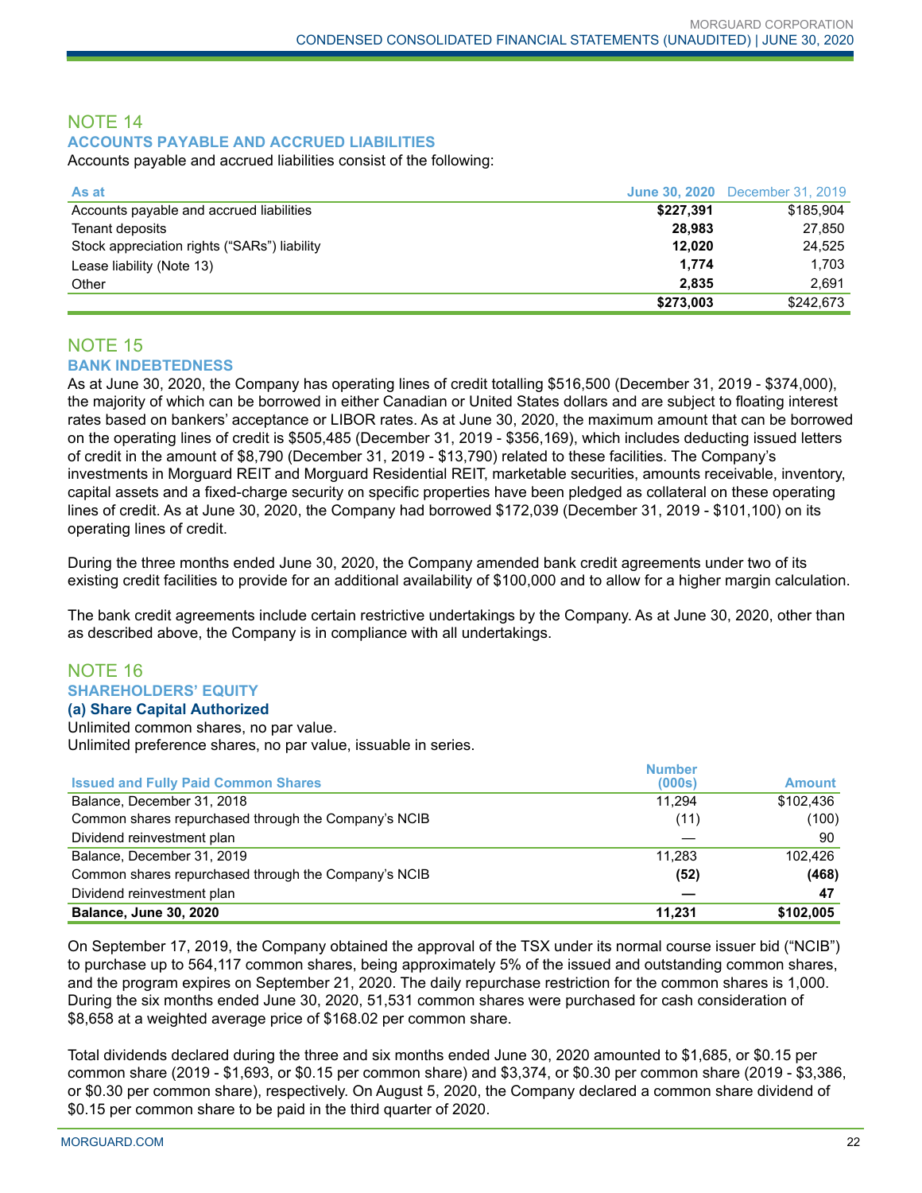## NOTE 14

### ACCOUNTS PAYABLE AND ACCRUED LIABILITIES

Accounts payable and accrued liabilities consist of the following:

| As at | June 30, 2020 | December 31, 2019 |
|---|---|---|
| Accounts payable and accrued liabilities | **$227,391** | $185,904 |
| Tenant deposits | **28,983** | 27,850 |
| Stock appreciation rights (“SARs”) liability | **12,020** | 24,525 |
| Lease liability (Note 13) | **1,774** | 1,703 |
| Other | **2,835** | 2,691 |
| | **$273,003** | $242,673 |

## NOTE 15

### BANK INDEBTEDNESS

As at June 30, 2020, the Company has operating lines of credit totalling $516,500 (December 31, 2019 - $374,000), the majority of which can be borrowed in either Canadian or United States dollars and are subject to floating interest rates based on bankers’ acceptance or LIBOR rates. As at June 30, 2020, the maximum amount that can be borrowed on the operating lines of credit is $505,485 (December 31, 2019 - $356,169), which includes deducting issued letters of credit in the amount of $8,790 (December 31, 2019 - $13,790) related to these facilities. The Company’s investments in Morguard REIT and Morguard Residential REIT, marketable securities, amounts receivable, inventory, capital assets and a fixed-charge security on specific properties have been pledged as collateral on these operating lines of credit. As at June 30, 2020, the Company had borrowed $172,039 (December 31, 2019 - $101,100) on its operating lines of credit.

During the three months ended June 30, 2020, the Company amended bank credit agreements under two of its existing credit facilities to provide for an additional availability of $100,000 and to allow for a higher margin calculation.

The bank credit agreements include certain restrictive undertakings by the Company. As at June 30, 2020, other than as described above, the Company is in compliance with all undertakings.

## NOTE 16

### SHAREHOLDERS’ EQUITY

#### (a) Share Capital Authorized

Unlimited common shares, no par value.
Unlimited preference shares, no par value, issuable in series.

| Issued and Fully Paid Common Shares | Number (000s) | Amount |
|---|---|---|
| Balance, December 31, 2018 | 11,294 | $102,436 |
| Common shares repurchased through the Company’s NCIB | (11) | (100) |
| Dividend reinvestment plan | — | 90 |
| Balance, December 31, 2019 | 11,283 | 102,426 |
| Common shares repurchased through the Company’s NCIB | **(52)** | **(468)** |
| Dividend reinvestment plan | **—** | **47** |
| **Balance, June 30, 2020** | **11,231** | **$102,005** |

On September 17, 2019, the Company obtained the approval of the TSX under its normal course issuer bid (“NCIB”) to purchase up to 564,117 common shares, being approximately 5% of the issued and outstanding common shares, and the program expires on September 21, 2020. The daily repurchase restriction for the common shares is 1,000. During the six months ended June 30, 2020, 51,531 common shares were purchased for cash consideration of $8,658 at a weighted average price of $168.02 per common share.

Total dividends declared during the three and six months ended June 30, 2020 amounted to $1,685, or $0.15 per common share (2019 - $1,693, or $0.15 per common share) and $3,374, or $0.30 per common share (2019 - $3,386, or $0.30 per common share), respectively. On August 5, 2020, the Company declared a common share dividend of $0.15 per common share to be paid in the third quarter of 2020.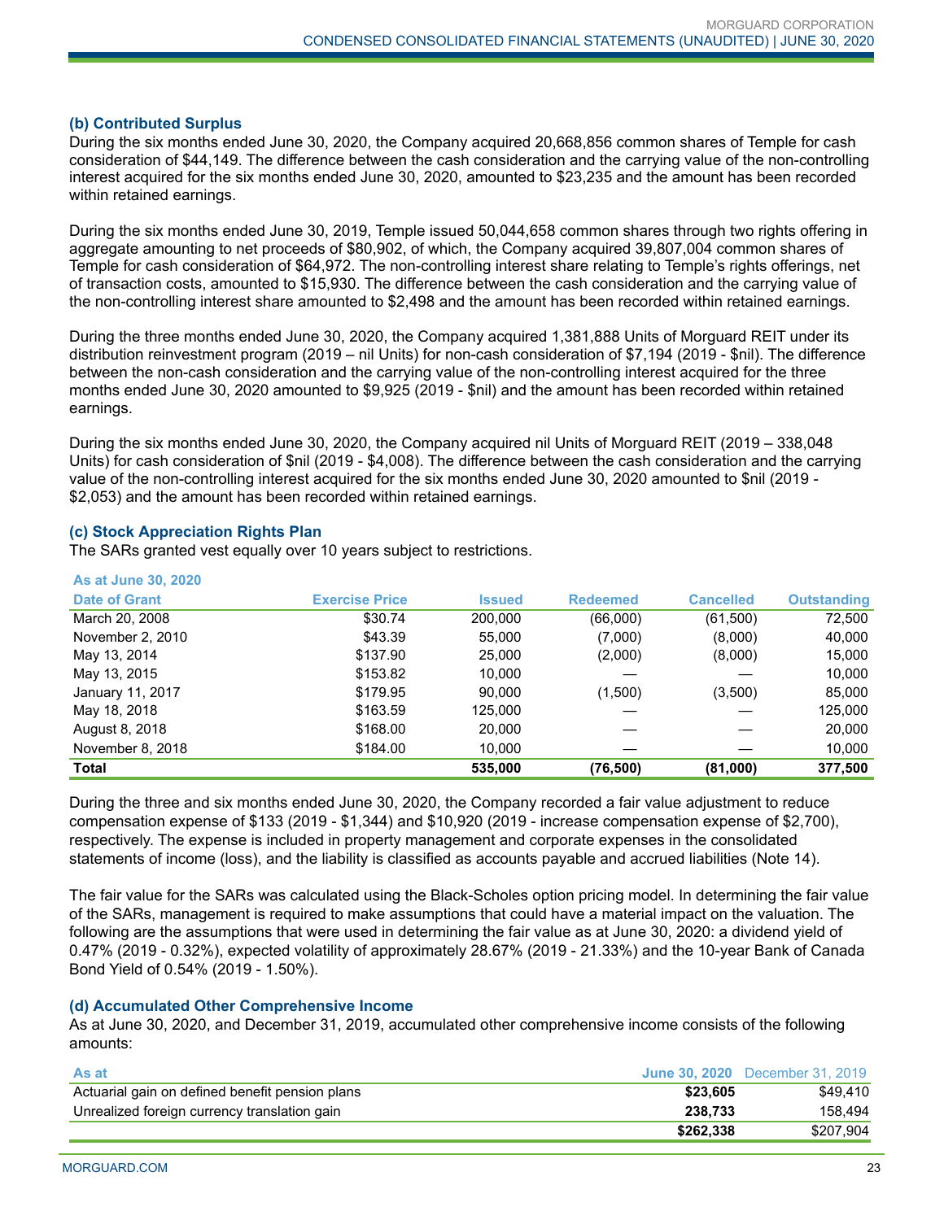### (b) Contributed Surplus

During the six months ended June 30, 2020, the Company acquired 20,668,856 common shares of Temple for cash consideration of $44,149. The difference between the cash consideration and the carrying value of the non-controlling interest acquired for the six months ended June 30, 2020, amounted to $23,235 and the amount has been recorded within retained earnings.

During the six months ended June 30, 2019, Temple issued 50,044,658 common shares through two rights offering in aggregate amounting to net proceeds of $80,902, of which, the Company acquired 39,807,004 common shares of Temple for cash consideration of $64,972. The non-controlling interest share relating to Temple's rights offerings, net of transaction costs, amounted to $15,930. The difference between the cash consideration and the carrying value of the non-controlling interest share amounted to $2,498 and the amount has been recorded within retained earnings.

During the three months ended June 30, 2020, the Company acquired 1,381,888 Units of Morguard REIT under its distribution reinvestment program (2019 – nil Units) for non-cash consideration of $7,194 (2019 - $nil). The difference between the non-cash consideration and the carrying value of the non-controlling interest acquired for the three months ended June 30, 2020 amounted to $9,925 (2019 - $nil) and the amount has been recorded within retained earnings.

During the six months ended June 30, 2020, the Company acquired nil Units of Morguard REIT (2019 – 338,048 Units) for cash consideration of $nil (2019 - $4,008). The difference between the cash consideration and the carrying value of the non-controlling interest acquired for the six months ended June 30, 2020 amounted to $nil (2019 - $2,053) and the amount has been recorded within retained earnings.

### (c) Stock Appreciation Rights Plan

The SARs granted vest equally over 10 years subject to restrictions.

**As at June 30, 2020**

| Date of Grant | Exercise Price | Issued | Redeemed | Cancelled | Outstanding |
|---|---|---|---|---|---|
| March 20, 2008 | $30.74 | 200,000 | (66,000) | (61,500) | 72,500 |
| November 2, 2010 | $43.39 | 55,000 | (7,000) | (8,000) | 40,000 |
| May 13, 2014 | $137.90 | 25,000 | (2,000) | (8,000) | 15,000 |
| May 13, 2015 | $153.82 | 10,000 | — | — | 10,000 |
| January 11, 2017 | $179.95 | 90,000 | (1,500) | (3,500) | 85,000 |
| May 18, 2018 | $163.59 | 125,000 | — | — | 125,000 |
| August 8, 2018 | $168.00 | 20,000 | — | — | 20,000 |
| November 8, 2018 | $184.00 | 10,000 | — | — | 10,000 |
| **Total** | | **535,000** | **(76,500)** | **(81,000)** | **377,500** |

During the three and six months ended June 30, 2020, the Company recorded a fair value adjustment to reduce compensation expense of $133 (2019 - $1,344) and $10,920 (2019 - increase compensation expense of $2,700), respectively. The expense is included in property management and corporate expenses in the consolidated statements of income (loss), and the liability is classified as accounts payable and accrued liabilities (Note 14).

The fair value for the SARs was calculated using the Black-Scholes option pricing model. In determining the fair value of the SARs, management is required to make assumptions that could have a material impact on the valuation. The following are the assumptions that were used in determining the fair value as at June 30, 2020: a dividend yield of 0.47% (2019 - 0.32%), expected volatility of approximately 28.67% (2019 - 21.33%) and the 10-year Bank of Canada Bond Yield of 0.54% (2019 - 1.50%).

### (d) Accumulated Other Comprehensive Income

As at June 30, 2020, and December 31, 2019, accumulated other comprehensive income consists of the following amounts:

| As at | June 30, 2020 | December 31, 2019 |
|---|---|---|
| Actuarial gain on defined benefit pension plans | **$23,605** | $49,410 |
| Unrealized foreign currency translation gain | **238,733** | 158,494 |
| | **$262,338** | $207,904 |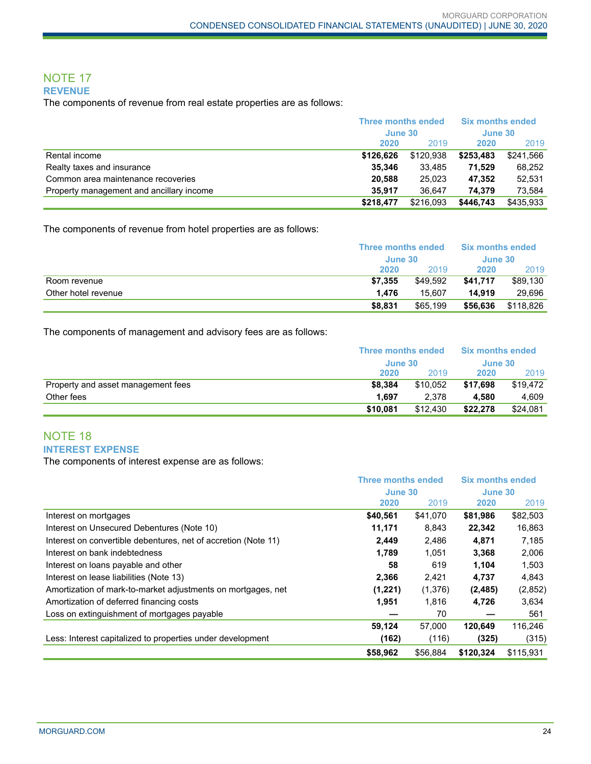## NOTE 17

### REVENUE

The components of revenue from real estate properties are as follows:

| | Three months ended June 30 | | Six months ended June 30 | |
|---|---|---|---|---|
| | **2020** | 2019 | **2020** | 2019 |
| Rental income | **$126,626** | $120,938 | **$253,483** | $241,566 |
| Realty taxes and insurance | **35,346** | 33,485 | **71,529** | 68,252 |
| Common area maintenance recoveries | **20,588** | 25,023 | **47,352** | 52,531 |
| Property management and ancillary income | **35,917** | 36,647 | **74,379** | 73,584 |
| | **$218,477** | $216,093 | **$446,743** | $435,933 |

The components of revenue from hotel properties are as follows:

| | Three months ended June 30 | | Six months ended June 30 | |
|---|---|---|---|---|
| | **2020** | 2019 | **2020** | 2019 |
| Room revenue | **$7,355** | $49,592 | **$41,717** | $89,130 |
| Other hotel revenue | **1,476** | 15,607 | **14,919** | 29,696 |
| | **$8,831** | $65,199 | **$56,636** | $118,826 |

The components of management and advisory fees are as follows:

| | Three months ended June 30 | | Six months ended June 30 | |
|---|---|---|---|---|
| | **2020** | 2019 | **2020** | 2019 |
| Property and asset management fees | **$8,384** | $10,052 | **$17,698** | $19,472 |
| Other fees | **1,697** | 2,378 | **4,580** | 4,609 |
| | **$10,081** | $12,430 | **$22,278** | $24,081 |

## NOTE 18

### INTEREST EXPENSE

The components of interest expense are as follows:

| | Three months ended June 30 | | Six months ended June 30 | |
|---|---|---|---|---|
| | **2020** | 2019 | **2020** | 2019 |
| Interest on mortgages | **$40,561** | $41,070 | **$81,986** | $82,503 |
| Interest on Unsecured Debentures (Note 10) | **11,171** | 8,843 | **22,342** | 16,863 |
| Interest on convertible debentures, net of accretion (Note 11) | **2,449** | 2,486 | **4,871** | 7,185 |
| Interest on bank indebtedness | **1,789** | 1,051 | **3,368** | 2,006 |
| Interest on loans payable and other | **58** | 619 | **1,104** | 1,503 |
| Interest on lease liabilities (Note 13) | **2,366** | 2,421 | **4,737** | 4,843 |
| Amortization of mark-to-market adjustments on mortgages, net | **(1,221)** | (1,376) | **(2,485)** | (2,852) |
| Amortization of deferred financing costs | **1,951** | 1,816 | **4,726** | 3,634 |
| Loss on extinguishment of mortgages payable | **—** | 70 | **—** | 561 |
| | **59,124** | 57,000 | **120,649** | 116,246 |
| Less: Interest capitalized to properties under development | **(162)** | (116) | **(325)** | (315) |
| | **$58,962** | $56,884 | **$120,324** | $115,931 |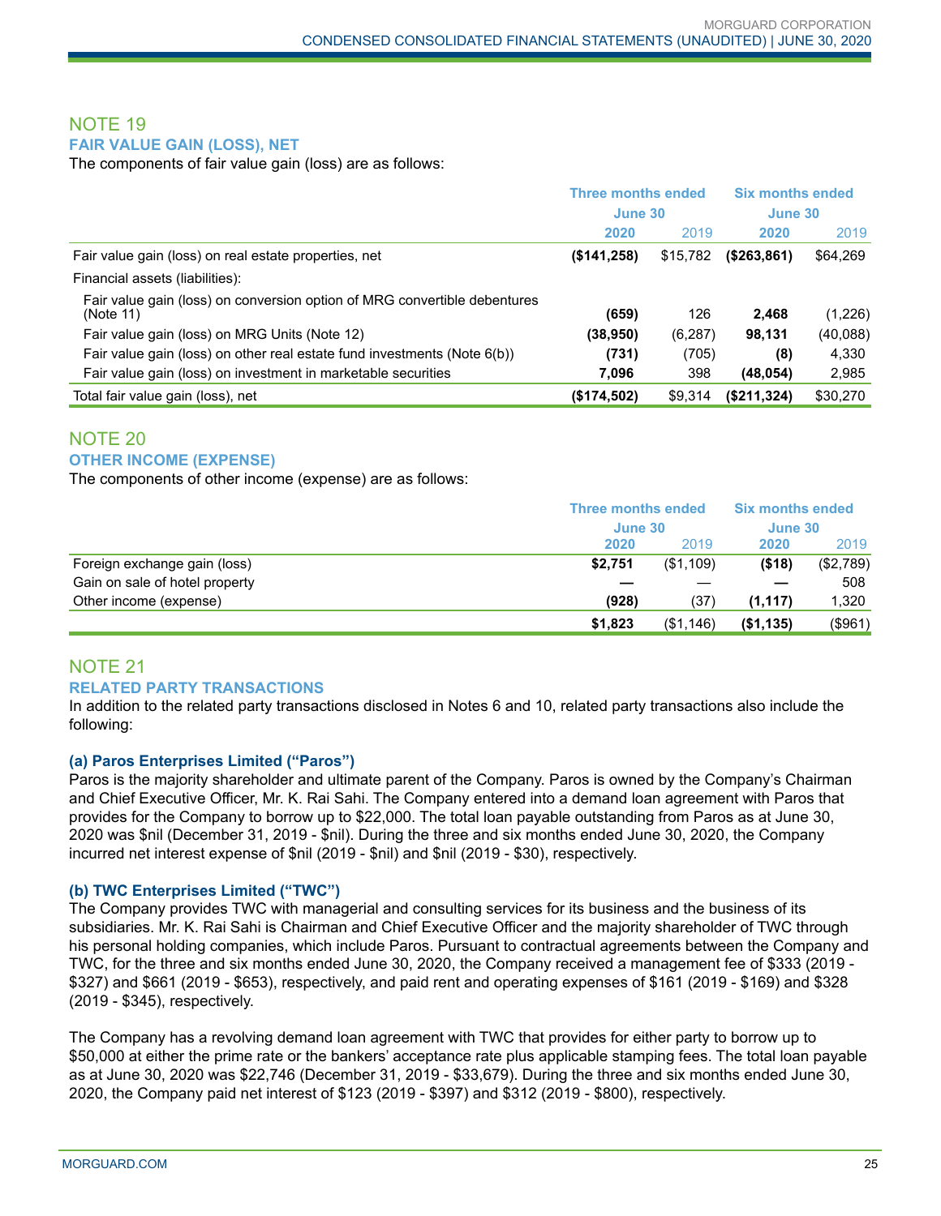## NOTE 19

### FAIR VALUE GAIN (LOSS), NET

The components of fair value gain (loss) are as follows:

| | Three months ended June 30 | | Six months ended June 30 | |
|---|---|---|---|---|
| | **2020** | 2019 | **2020** | 2019 |
| Fair value gain (loss) on real estate properties, net | **($141,258)** | $15,782 | **($263,861)** | $64,269 |
| Financial assets (liabilities): | | | | |
| Fair value gain (loss) on conversion option of MRG convertible debentures (Note 11) | **(659)** | 126 | **2,468** | (1,226) |
| Fair value gain (loss) on MRG Units (Note 12) | **(38,950)** | (6,287) | **98,131** | (40,088) |
| Fair value gain (loss) on other real estate fund investments (Note 6(b)) | **(731)** | (705) | **(8)** | 4,330 |
| Fair value gain (loss) on investment in marketable securities | **7,096** | 398 | **(48,054)** | 2,985 |
| Total fair value gain (loss), net | **($174,502)** | $9,314 | **($211,324)** | $30,270 |

## NOTE 20

### OTHER INCOME (EXPENSE)

The components of other income (expense) are as follows:

| | Three months ended June 30 | | Six months ended June 30 | |
|---|---|---|---|---|
| | **2020** | 2019 | **2020** | 2019 |
| Foreign exchange gain (loss) | **$2,751** | ($1,109) | **($18)** | ($2,789) |
| Gain on sale of hotel property | **—** | — | **—** | 508 |
| Other income (expense) | **(928)** | (37) | **(1,117)** | 1,320 |
| | **$1,823** | ($1,146) | **($1,135)** | ($961) |

## NOTE 21

### RELATED PARTY TRANSACTIONS

In addition to the related party transactions disclosed in Notes 6 and 10, related party transactions also include the following:

#### (a) Paros Enterprises Limited ("Paros")

Paros is the majority shareholder and ultimate parent of the Company. Paros is owned by the Company's Chairman and Chief Executive Officer, Mr. K. Rai Sahi. The Company entered into a demand loan agreement with Paros that provides for the Company to borrow up to $22,000. The total loan payable outstanding from Paros as at June 30, 2020 was $nil (December 31, 2019 - $nil). During the three and six months ended June 30, 2020, the Company incurred net interest expense of $nil (2019 - $nil) and $nil (2019 - $30), respectively.

#### (b) TWC Enterprises Limited ("TWC")

The Company provides TWC with managerial and consulting services for its business and the business of its subsidiaries. Mr. K. Rai Sahi is Chairman and Chief Executive Officer and the majority shareholder of TWC through his personal holding companies, which include Paros. Pursuant to contractual agreements between the Company and TWC, for the three and six months ended June 30, 2020, the Company received a management fee of $333 (2019 - $327) and $661 (2019 - $653), respectively, and paid rent and operating expenses of $161 (2019 - $169) and $328 (2019 - $345), respectively.

The Company has a revolving demand loan agreement with TWC that provides for either party to borrow up to $50,000 at either the prime rate or the bankers' acceptance rate plus applicable stamping fees. The total loan payable as at June 30, 2020 was $22,746 (December 31, 2019 - $33,679). During the three and six months ended June 30, 2020, the Company paid net interest of $123 (2019 - $397) and $312 (2019 - $800), respectively.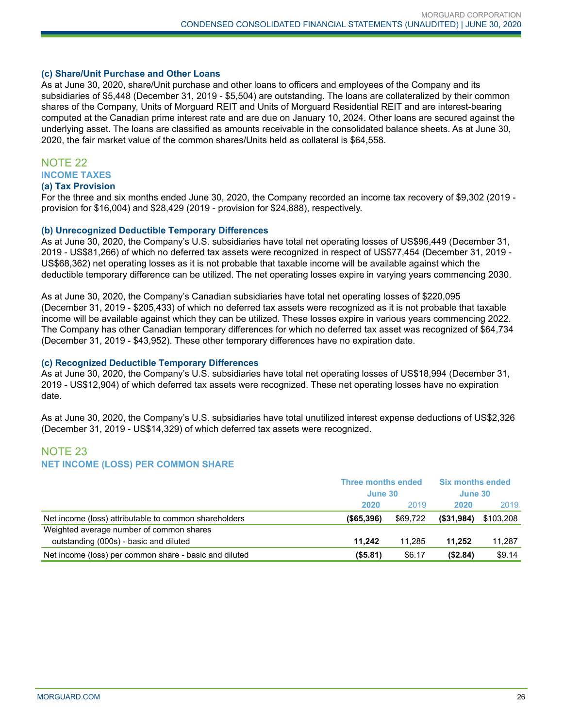### (c) Share/Unit Purchase and Other Loans

As at June 30, 2020, share/Unit purchase and other loans to officers and employees of the Company and its subsidiaries of $5,448 (December 31, 2019 - $5,504) are outstanding. The loans are collateralized by their common shares of the Company, Units of Morguard REIT and Units of Morguard Residential REIT and are interest-bearing computed at the Canadian prime interest rate and are due on January 10, 2024. Other loans are secured against the underlying asset. The loans are classified as amounts receivable in the consolidated balance sheets. As at June 30, 2020, the fair market value of the common shares/Units held as collateral is $64,558.

## NOTE 22

## INCOME TAXES

### (a) Tax Provision

For the three and six months ended June 30, 2020, the Company recorded an income tax recovery of $9,302 (2019 - provision for $16,004) and $28,429 (2019 - provision for $24,888), respectively.

### (b) Unrecognized Deductible Temporary Differences

As at June 30, 2020, the Company's U.S. subsidiaries have total net operating losses of US$96,449 (December 31, 2019 - US$81,266) of which no deferred tax assets were recognized in respect of US$77,454 (December 31, 2019 - US$68,362) net operating losses as it is not probable that taxable income will be available against which the deductible temporary difference can be utilized. The net operating losses expire in varying years commencing 2030.

As at June 30, 2020, the Company's Canadian subsidiaries have total net operating losses of $220,095 (December 31, 2019 - $205,433) of which no deferred tax assets were recognized as it is not probable that taxable income will be available against which they can be utilized. These losses expire in various years commencing 2022. The Company has other Canadian temporary differences for which no deferred tax asset was recognized of $64,734 (December 31, 2019 - $43,952). These other temporary differences have no expiration date.

### (c) Recognized Deductible Temporary Differences

As at June 30, 2020, the Company's U.S. subsidiaries have total net operating losses of US$18,994 (December 31, 2019 - US$12,904) of which deferred tax assets were recognized. These net operating losses have no expiration date.

As at June 30, 2020, the Company's U.S. subsidiaries have total unutilized interest expense deductions of US$2,326 (December 31, 2019 - US$14,329) of which deferred tax assets were recognized.

## NOTE 23

## NET INCOME (LOSS) PER COMMON SHARE

| | Three months ended June 30 | | Six months ended June 30 | |
|---|---|---|---|---|
| | **2020** | 2019 | **2020** | 2019 |
| Net income (loss) attributable to common shareholders | **($65,396)** | $69,722 | **($31,984)** | $103,208 |
| Weighted average number of common shares outstanding (000s) - basic and diluted | **11,242** | 11,285 | **11,252** | 11,287 |
| Net income (loss) per common share - basic and diluted | **($5.81)** | $6.17 | **($2.84)** | $9.14 |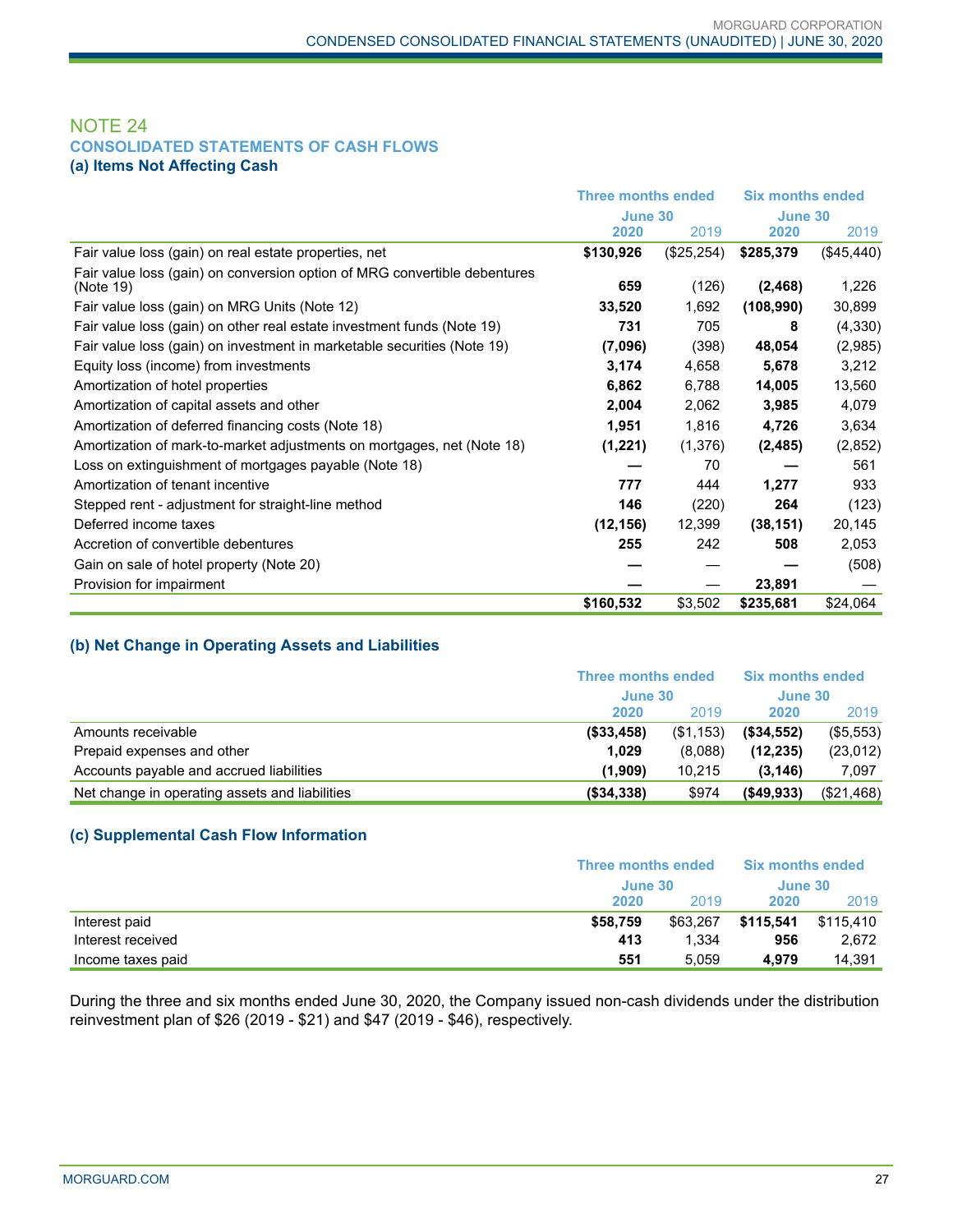## NOTE 24

### CONSOLIDATED STATEMENTS OF CASH FLOWS

#### (a) Items Not Affecting Cash

| | Three months ended June 30 | | Six months ended June 30 | |
|---|---|---|---|---|
| | **2020** | 2019 | **2020** | 2019 |
| Fair value loss (gain) on real estate properties, net | **$130,926** | ($25,254) | **$285,379** | ($45,440) |
| Fair value loss (gain) on conversion option of MRG convertible debentures (Note 19) | **659** | (126) | **(2,468)** | 1,226 |
| Fair value loss (gain) on MRG Units (Note 12) | **33,520** | 1,692 | **(108,990)** | 30,899 |
| Fair value loss (gain) on other real estate investment funds (Note 19) | **731** | 705 | **8** | (4,330) |
| Fair value loss (gain) on investment in marketable securities (Note 19) | **(7,096)** | (398) | **48,054** | (2,985) |
| Equity loss (income) from investments | **3,174** | 4,658 | **5,678** | 3,212 |
| Amortization of hotel properties | **6,862** | 6,788 | **14,005** | 13,560 |
| Amortization of capital assets and other | **2,004** | 2,062 | **3,985** | 4,079 |
| Amortization of deferred financing costs (Note 18) | **1,951** | 1,816 | **4,726** | 3,634 |
| Amortization of mark-to-market adjustments on mortgages, net (Note 18) | **(1,221)** | (1,376) | **(2,485)** | (2,852) |
| Loss on extinguishment of mortgages payable (Note 18) | **—** | 70 | **—** | 561 |
| Amortization of tenant incentive | **777** | 444 | **1,277** | 933 |
| Stepped rent - adjustment for straight-line method | **146** | (220) | **264** | (123) |
| Deferred income taxes | **(12,156)** | 12,399 | **(38,151)** | 20,145 |
| Accretion of convertible debentures | **255** | 242 | **508** | 2,053 |
| Gain on sale of hotel property (Note 20) | **—** | — | **—** | (508) |
| Provision for impairment | **—** | — | **23,891** | — |
| | **$160,532** | $3,502 | **$235,681** | $24,064 |

#### (b) Net Change in Operating Assets and Liabilities

| | Three months ended June 30 | | Six months ended June 30 | |
|---|---|---|---|---|
| | **2020** | 2019 | **2020** | 2019 |
| Amounts receivable | **($33,458)** | ($1,153) | **($34,552)** | ($5,553) |
| Prepaid expenses and other | **1,029** | (8,088) | **(12,235)** | (23,012) |
| Accounts payable and accrued liabilities | **(1,909)** | 10,215 | **(3,146)** | 7,097 |
| Net change in operating assets and liabilities | **($34,338)** | $974 | **($49,933)** | ($21,468) |

#### (c) Supplemental Cash Flow Information

| | Three months ended June 30 | | Six months ended June 30 | |
|---|---|---|---|---|
| | **2020** | 2019 | **2020** | 2019 |
| Interest paid | **$58,759** | $63,267 | **$115,541** | $115,410 |
| Interest received | **413** | 1,334 | **956** | 2,672 |
| Income taxes paid | **551** | 5,059 | **4,979** | 14,391 |

During the three and six months ended June 30, 2020, the Company issued non-cash dividends under the distribution reinvestment plan of $26 (2019 - $21) and $47 (2019 - $46), respectively.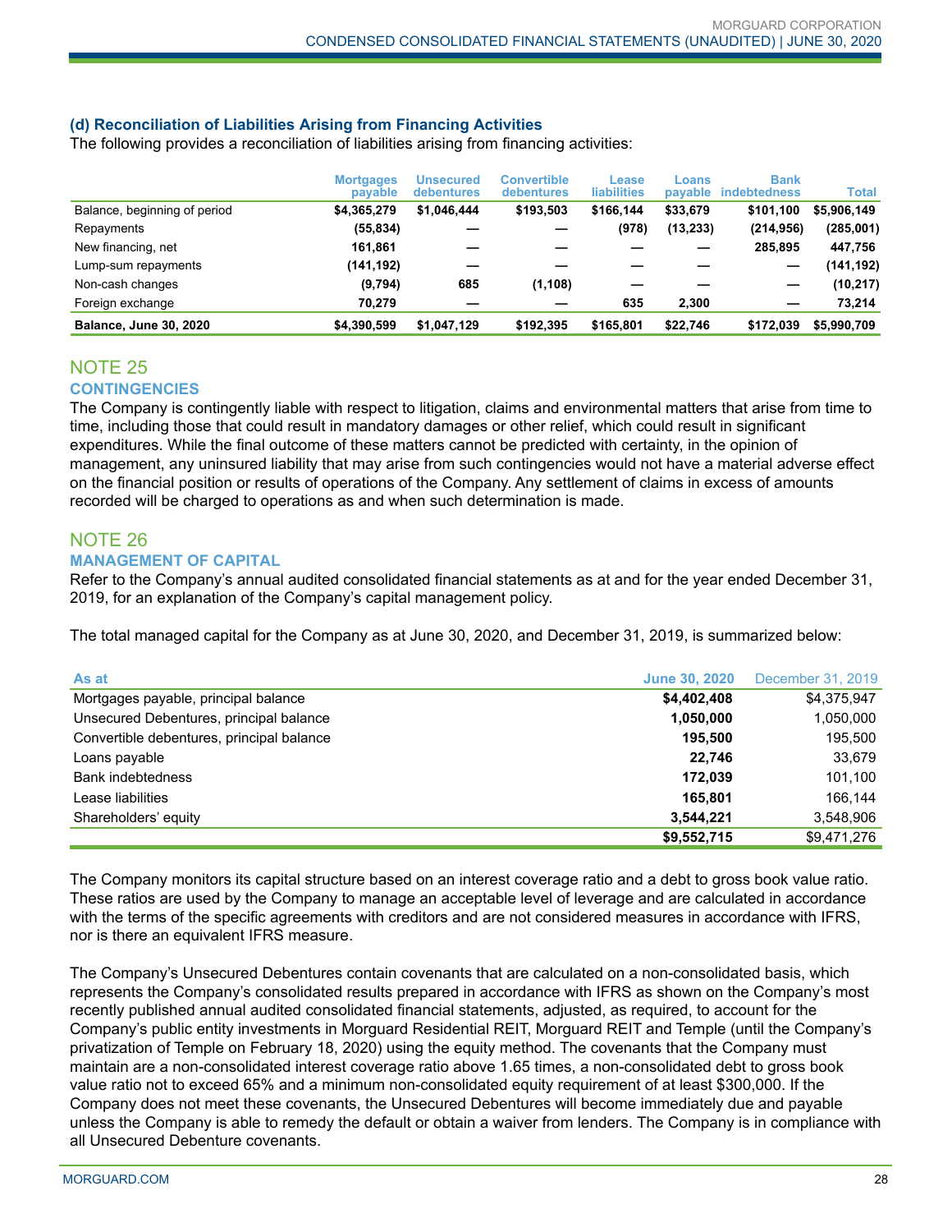### (d) Reconciliation of Liabilities Arising from Financing Activities

The following provides a reconciliation of liabilities arising from financing activities:

| | Mortgages payable | Unsecured debentures | Convertible debentures | Lease liabilities | Loans payable | Bank indebtedness | Total |
|---|---|---|---|---|---|---|---|
| Balance, beginning of period | $4,365,279 | $1,046,444 | $193,503 | $166,144 | $33,679 | $101,100 | $5,906,149 |
| Repayments | (55,834) | — | — | (978) | (13,233) | (214,956) | (285,001) |
| New financing, net | 161,861 | — | — | — | — | 285,895 | 447,756 |
| Lump-sum repayments | (141,192) | — | — | — | — | — | (141,192) |
| Non-cash changes | (9,794) | 685 | (1,108) | — | — | — | (10,217) |
| Foreign exchange | 70,279 | — | — | 635 | 2,300 | — | 73,214 |
| **Balance, June 30, 2020** | **$4,390,599** | **$1,047,129** | **$192,395** | **$165,801** | **$22,746** | **$172,039** | **$5,990,709** |

## NOTE 25
### CONTINGENCIES

The Company is contingently liable with respect to litigation, claims and environmental matters that arise from time to time, including those that could result in mandatory damages or other relief, which could result in significant expenditures. While the final outcome of these matters cannot be predicted with certainty, in the opinion of management, any uninsured liability that may arise from such contingencies would not have a material adverse effect on the financial position or results of operations of the Company. Any settlement of claims in excess of amounts recorded will be charged to operations as and when such determination is made.

## NOTE 26
### MANAGEMENT OF CAPITAL

Refer to the Company's annual audited consolidated financial statements as at and for the year ended December 31, 2019, for an explanation of the Company's capital management policy.

The total managed capital for the Company as at June 30, 2020, and December 31, 2019, is summarized below:

| As at | June 30, 2020 | December 31, 2019 |
|---|---|---|
| Mortgages payable, principal balance | **$4,402,408** | $4,375,947 |
| Unsecured Debentures, principal balance | **1,050,000** | 1,050,000 |
| Convertible debentures, principal balance | **195,500** | 195,500 |
| Loans payable | **22,746** | 33,679 |
| Bank indebtedness | **172,039** | 101,100 |
| Lease liabilities | **165,801** | 166,144 |
| Shareholders' equity | **3,544,221** | 3,548,906 |
| | **$9,552,715** | $9,471,276 |

The Company monitors its capital structure based on an interest coverage ratio and a debt to gross book value ratio. These ratios are used by the Company to manage an acceptable level of leverage and are calculated in accordance with the terms of the specific agreements with creditors and are not considered measures in accordance with IFRS, nor is there an equivalent IFRS measure.

The Company's Unsecured Debentures contain covenants that are calculated on a non-consolidated basis, which represents the Company's consolidated results prepared in accordance with IFRS as shown on the Company's most recently published annual audited consolidated financial statements, adjusted, as required, to account for the Company's public entity investments in Morguard Residential REIT, Morguard REIT and Temple (until the Company's privatization of Temple on February 18, 2020) using the equity method. The covenants that the Company must maintain are a non-consolidated interest coverage ratio above 1.65 times, a non-consolidated debt to gross book value ratio not to exceed 65% and a minimum non-consolidated equity requirement of at least $300,000. If the Company does not meet these covenants, the Unsecured Debentures will become immediately due and payable unless the Company is able to remedy the default or obtain a waiver from lenders. The Company is in compliance with all Unsecured Debenture covenants.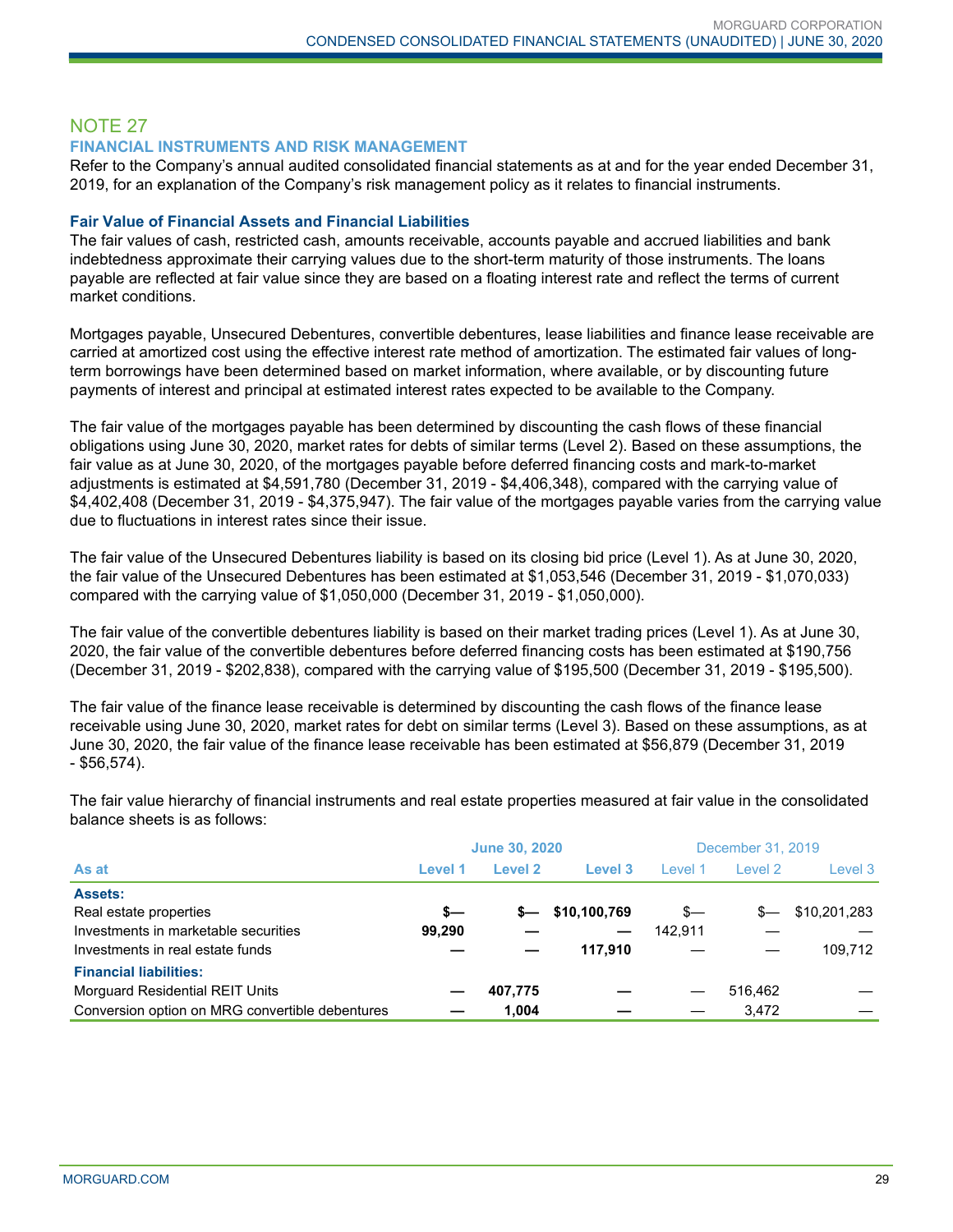## NOTE 27

### FINANCIAL INSTRUMENTS AND RISK MANAGEMENT

Refer to the Company's annual audited consolidated financial statements as at and for the year ended December 31, 2019, for an explanation of the Company's risk management policy as it relates to financial instruments.

#### Fair Value of Financial Assets and Financial Liabilities

The fair values of cash, restricted cash, amounts receivable, accounts payable and accrued liabilities and bank indebtedness approximate their carrying values due to the short-term maturity of those instruments. The loans payable are reflected at fair value since they are based on a floating interest rate and reflect the terms of current market conditions.

Mortgages payable, Unsecured Debentures, convertible debentures, lease liabilities and finance lease receivable are carried at amortized cost using the effective interest rate method of amortization. The estimated fair values of long-term borrowings have been determined based on market information, where available, or by discounting future payments of interest and principal at estimated interest rates expected to be available to the Company.

The fair value of the mortgages payable has been determined by discounting the cash flows of these financial obligations using June 30, 2020, market rates for debts of similar terms (Level 2). Based on these assumptions, the fair value as at June 30, 2020, of the mortgages payable before deferred financing costs and mark-to-market adjustments is estimated at $4,591,780 (December 31, 2019 - $4,406,348), compared with the carrying value of $4,402,408 (December 31, 2019 - $4,375,947). The fair value of the mortgages payable varies from the carrying value due to fluctuations in interest rates since their issue.

The fair value of the Unsecured Debentures liability is based on its closing bid price (Level 1). As at June 30, 2020, the fair value of the Unsecured Debentures has been estimated at $1,053,546 (December 31, 2019 - $1,070,033) compared with the carrying value of $1,050,000 (December 31, 2019 - $1,050,000).

The fair value of the convertible debentures liability is based on their market trading prices (Level 1). As at June 30, 2020, the fair value of the convertible debentures before deferred financing costs has been estimated at $190,756 (December 31, 2019 - $202,838), compared with the carrying value of $195,500 (December 31, 2019 - $195,500).

The fair value of the finance lease receivable is determined by discounting the cash flows of the finance lease receivable using June 30, 2020, market rates for debt on similar terms (Level 3). Based on these assumptions, as at June 30, 2020, the fair value of the finance lease receivable has been estimated at $56,879 (December 31, 2019 - $56,574).

The fair value hierarchy of financial instruments and real estate properties measured at fair value in the consolidated balance sheets is as follows:

| | **June 30, 2020** | | | December 31, 2019 | | |
|---|---|---|---|---|---|---|
| **As at** | **Level 1** | **Level 2** | **Level 3** | Level 1 | Level 2 | Level 3 |
| **Assets:** | | | | | | |
| Real estate properties | **$—** | **$—** | **$10,100,769** | $— | $— | $10,201,283 |
| Investments in marketable securities | **99,290** | **—** | **—** | 142,911 | — | — |
| Investments in real estate funds | **—** | **—** | **117,910** | — | — | 109,712 |
| **Financial liabilities:** | | | | | | |
| Morguard Residential REIT Units | **—** | **407,775** | **—** | — | 516,462 | — |
| Conversion option on MRG convertible debentures | **—** | **1,004** | **—** | — | 3,472 | — |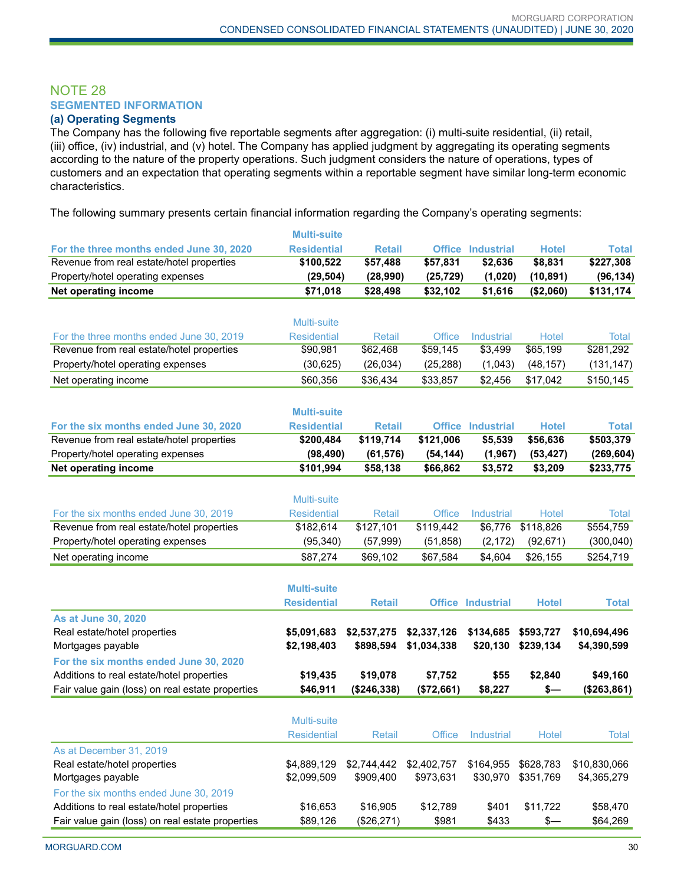## NOTE 28

### SEGMENTED INFORMATION

#### (a) Operating Segments

The Company has the following five reportable segments after aggregation: (i) multi-suite residential, (ii) retail, (iii) office, (iv) industrial, and (v) hotel. The Company has applied judgment by aggregating its operating segments according to the nature of the property operations. Such judgment considers the nature of operations, types of customers and an expectation that operating segments within a reportable segment have similar long-term economic characteristics.

The following summary presents certain financial information regarding the Company's operating segments:

| **For the three months ended June 30, 2020** | **Multi-suite Residential** | **Retail** | **Office** | **Industrial** | **Hotel** | **Total** |
|---|---|---|---|---|---|---|
| Revenue from real estate/hotel properties | **$100,522** | **$57,488** | **$57,831** | **$2,636** | **$8,831** | **$227,308** |
| Property/hotel operating expenses | **(29,504)** | **(28,990)** | **(25,729)** | **(1,020)** | **(10,891)** | **(96,134)** |
| **Net operating income** | **$71,018** | **$28,498** | **$32,102** | **$1,616** | **($2,060)** | **$131,174** |

| For the three months ended June 30, 2019 | Multi-suite Residential | Retail | Office | Industrial | Hotel | Total |
|---|---|---|---|---|---|---|
| Revenue from real estate/hotel properties | $90,981 | $62,468 | $59,145 | $3,499 | $65,199 | $281,292 |
| Property/hotel operating expenses | (30,625) | (26,034) | (25,288) | (1,043) | (48,157) | (131,147) |
| Net operating income | $60,356 | $36,434 | $33,857 | $2,456 | $17,042 | $150,145 |

| **For the six months ended June 30, 2020** | **Multi-suite Residential** | **Retail** | **Office** | **Industrial** | **Hotel** | **Total** |
|---|---|---|---|---|---|---|
| Revenue from real estate/hotel properties | **$200,484** | **$119,714** | **$121,006** | **$5,539** | **$56,636** | **$503,379** |
| Property/hotel operating expenses | **(98,490)** | **(61,576)** | **(54,144)** | **(1,967)** | **(53,427)** | **(269,604)** |
| **Net operating income** | **$101,994** | **$58,138** | **$66,862** | **$3,572** | **$3,209** | **$233,775** |

| For the six months ended June 30, 2019 | Multi-suite Residential | Retail | Office | Industrial | Hotel | Total |
|---|---|---|---|---|---|---|
| Revenue from real estate/hotel properties | $182,614 | $127,101 | $119,442 | $6,776 | $118,826 | $554,759 |
| Property/hotel operating expenses | (95,340) | (57,999) | (51,858) | (2,172) | (92,671) | (300,040) |
| Net operating income | $87,274 | $69,102 | $67,584 | $4,604 | $26,155 | $254,719 |

| | **Multi-suite Residential** | **Retail** | **Office** | **Industrial** | **Hotel** | **Total** |
|---|---|---|---|---|---|---|
| **As at June 30, 2020** | | | | | | |
| Real estate/hotel properties | **$5,091,683** | **$2,537,275** | **$2,337,126** | **$134,685** | **$593,727** | **$10,694,496** |
| Mortgages payable | **$2,198,403** | **$898,594** | **$1,034,338** | **$20,130** | **$239,134** | **$4,390,599** |
| **For the six months ended June 30, 2020** | | | | | | |
| Additions to real estate/hotel properties | **$19,435** | **$19,078** | **$7,752** | **$55** | **$2,840** | **$49,160** |
| Fair value gain (loss) on real estate properties | **$46,911** | **($246,338)** | **($72,661)** | **$8,227** | **$—** | **($263,861)** |

| | Multi-suite Residential | Retail | Office | Industrial | Hotel | Total |
|---|---|---|---|---|---|---|
| As at December 31, 2019 | | | | | | |
| Real estate/hotel properties | $4,889,129 | $2,744,442 | $2,402,757 | $164,955 | $628,783 | $10,830,066 |
| Mortgages payable | $2,099,509 | $909,400 | $973,631 | $30,970 | $351,769 | $4,365,279 |
| For the six months ended June 30, 2019 | | | | | | |
| Additions to real estate/hotel properties | $16,653 | $16,905 | $12,789 | $401 | $11,722 | $58,470 |
| Fair value gain (loss) on real estate properties | $89,126 | ($26,271) | $981 | $433 | $— | $64,269 |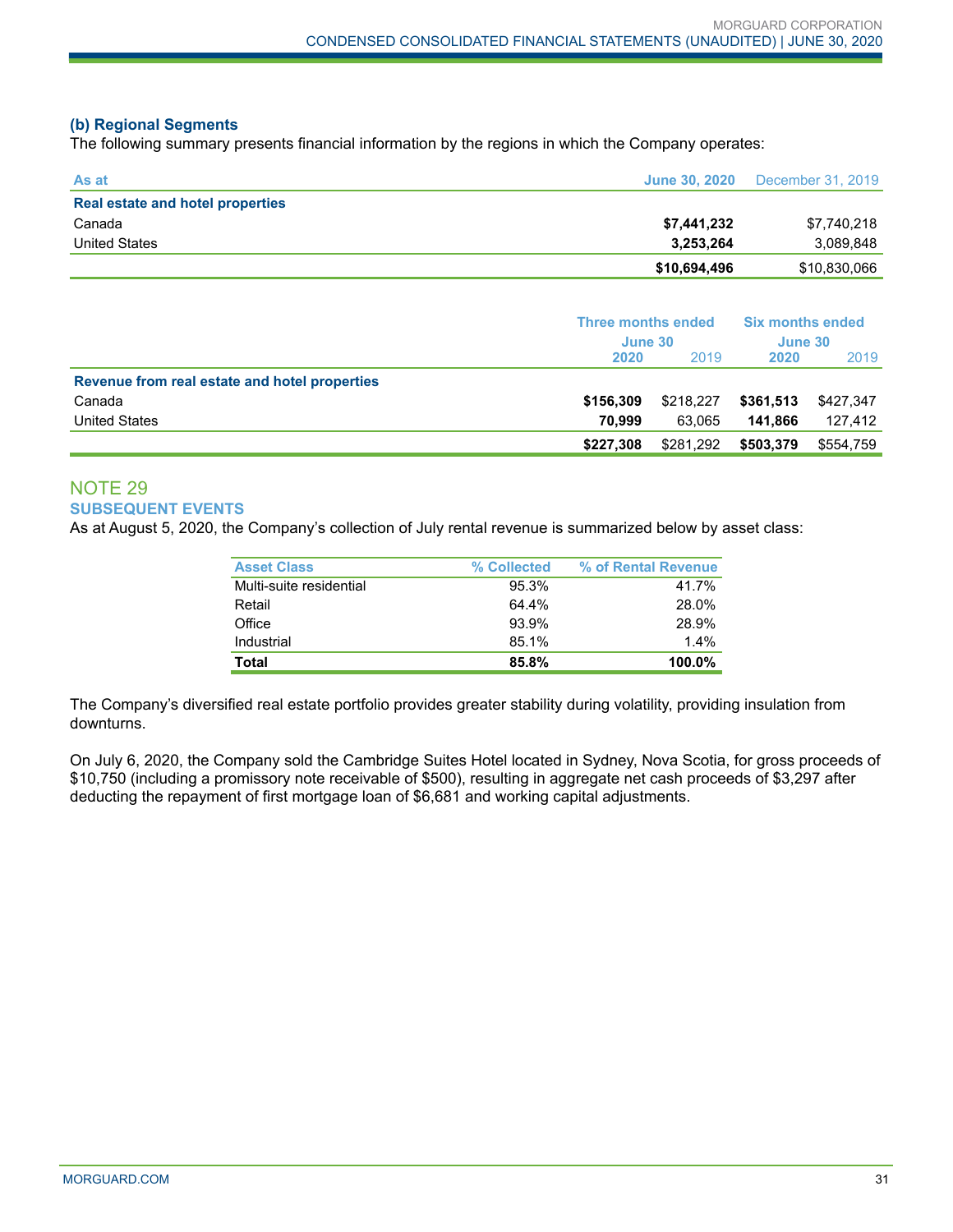### (b) Regional Segments

The following summary presents financial information by the regions in which the Company operates:

| As at | June 30, 2020 | December 31, 2019 |
|---|---|---|
| **Real estate and hotel properties** | | |
| Canada | **$7,441,232** | $7,740,218 |
| United States | **3,253,264** | 3,089,848 |
| | **$10,694,496** | $10,830,066 |

| | Three months ended June 30 | | Six months ended June 30 | |
|---|---|---|---|---|
| | **2020** | 2019 | **2020** | 2019 |
| **Revenue from real estate and hotel properties** | | | | |
| Canada | **$156,309** | $218,227 | **$361,513** | $427,347 |
| United States | **70,999** | 63,065 | **141,866** | 127,412 |
| | **$227,308** | $281,292 | **$503,379** | $554,759 |

## NOTE 29

### SUBSEQUENT EVENTS

As at August 5, 2020, the Company's collection of July rental revenue is summarized below by asset class:

| Asset Class | % Collected | % of Rental Revenue |
|---|---|---|
| Multi-suite residential | 95.3% | 41.7% |
| Retail | 64.4% | 28.0% |
| Office | 93.9% | 28.9% |
| Industrial | 85.1% | 1.4% |
| **Total** | **85.8%** | **100.0%** |

The Company's diversified real estate portfolio provides greater stability during volatility, providing insulation from downturns.

On July 6, 2020, the Company sold the Cambridge Suites Hotel located in Sydney, Nova Scotia, for gross proceeds of $10,750 (including a promissory note receivable of $500), resulting in aggregate net cash proceeds of $3,297 after deducting the repayment of first mortgage loan of $6,681 and working capital adjustments.